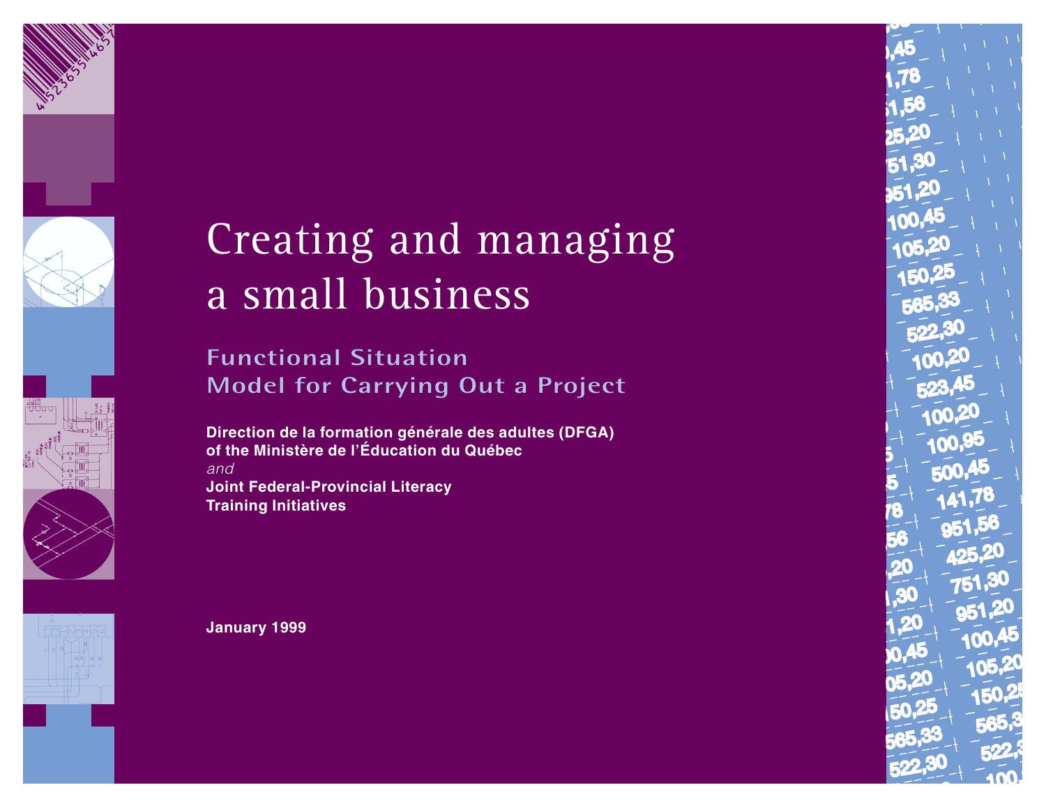# Creating and managing a small business

## Functional Situation
## Model for Carrying Out a Project

**Direction de la formation générale des adultes (DFGA)**
**of the Ministère de l'Éducation du Québec**
*and*
**Joint Federal-Provincial Literacy**
**Training Initiatives**

**January 1999**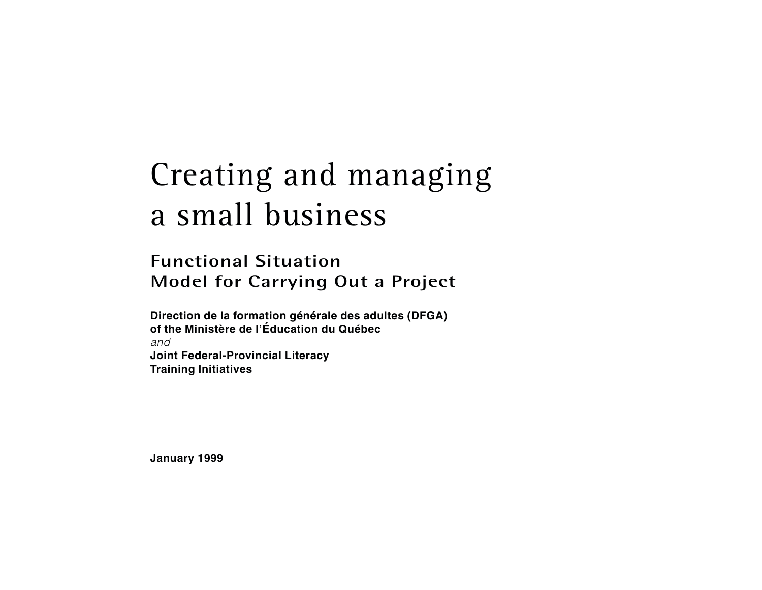# Creating and managing a small business

## Functional Situation
## Model for Carrying Out a Project

**Direction de la formation générale des adultes (DFGA)**
**of the Ministère de l'Éducation du Québec**
*and*
**Joint Federal-Provincial Literacy**
**Training Initiatives**

**January 1999**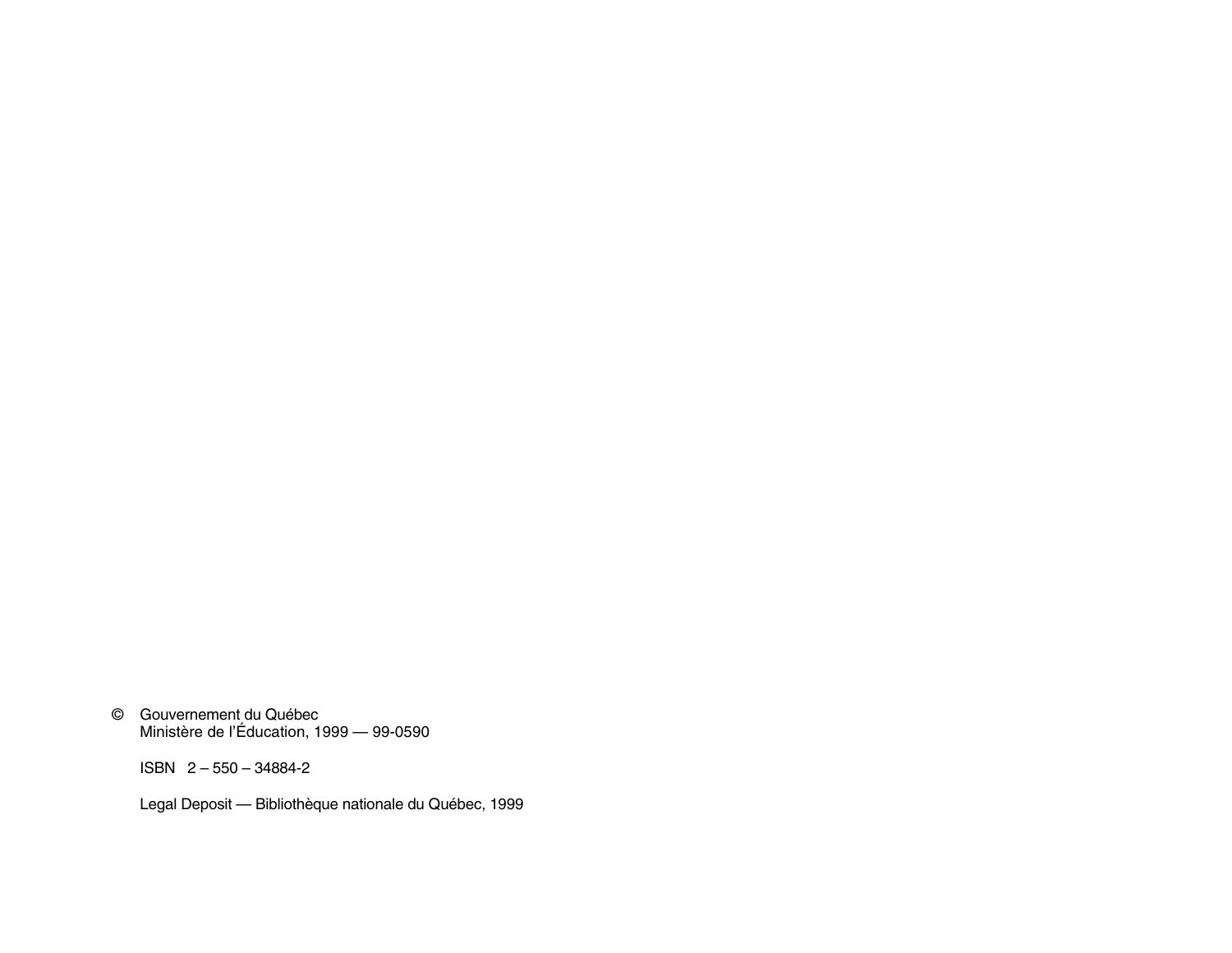© Gouvernement du Québec
Ministère de l'Éducation, 1999 — 99-0590

ISBN 2 – 550 – 34884-2

Legal Deposit — Bibliothèque nationale du Québec, 1999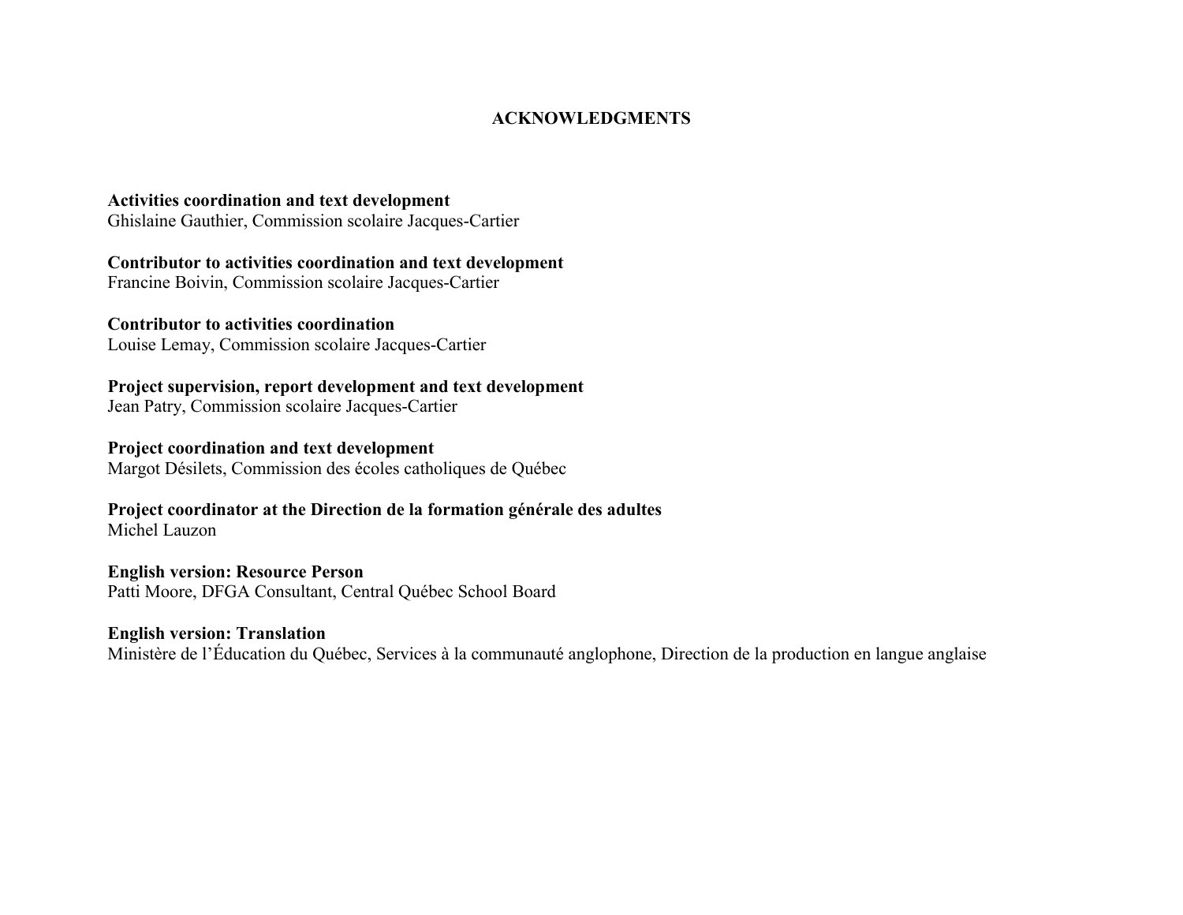# ACKNOWLEDGMENTS

**Activities coordination and text development**
Ghislaine Gauthier, Commission scolaire Jacques-Cartier

**Contributor to activities coordination and text development**
Francine Boivin, Commission scolaire Jacques-Cartier

**Contributor to activities coordination**
Louise Lemay, Commission scolaire Jacques-Cartier

**Project supervision, report development and text development**
Jean Patry, Commission scolaire Jacques-Cartier

**Project coordination and text development**
Margot Désilets, Commission des écoles catholiques de Québec

**Project coordinator at the Direction de la formation générale des adultes**
Michel Lauzon

**English version: Resource Person**
Patti Moore, DFGA Consultant, Central Québec School Board

**English version: Translation**
Ministère de l'Éducation du Québec, Services à la communauté anglophone, Direction de la production en langue anglaise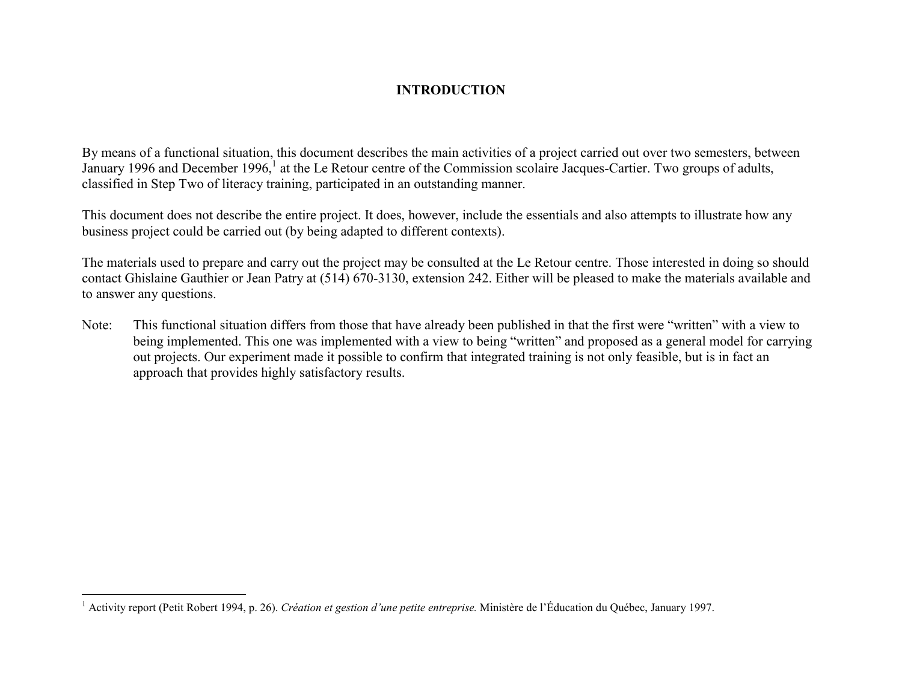# INTRODUCTION

By means of a functional situation, this document describes the main activities of a project carried out over two semesters, between January 1996 and December 1996,[1] at the Le Retour centre of the Commission scolaire Jacques-Cartier. Two groups of adults, classified in Step Two of literacy training, participated in an outstanding manner.

This document does not describe the entire project. It does, however, include the essentials and also attempts to illustrate how any business project could be carried out (by being adapted to different contexts).

The materials used to prepare and carry out the project may be consulted at the Le Retour centre. Those interested in doing so should contact Ghislaine Gauthier or Jean Patry at (514) 670-3130, extension 242. Either will be pleased to make the materials available and to answer any questions.

Note: This functional situation differs from those that have already been published in that the first were “written” with a view to being implemented. This one was implemented with a view to being “written” and proposed as a general model for carrying out projects. Our experiment made it possible to confirm that integrated training is not only feasible, but is in fact an approach that provides highly satisfactory results.

---

[1] Activity report (Petit Robert 1994, p. 26). *Création et gestion d’une petite entreprise.* Ministère de l’Éducation du Québec, January 1997.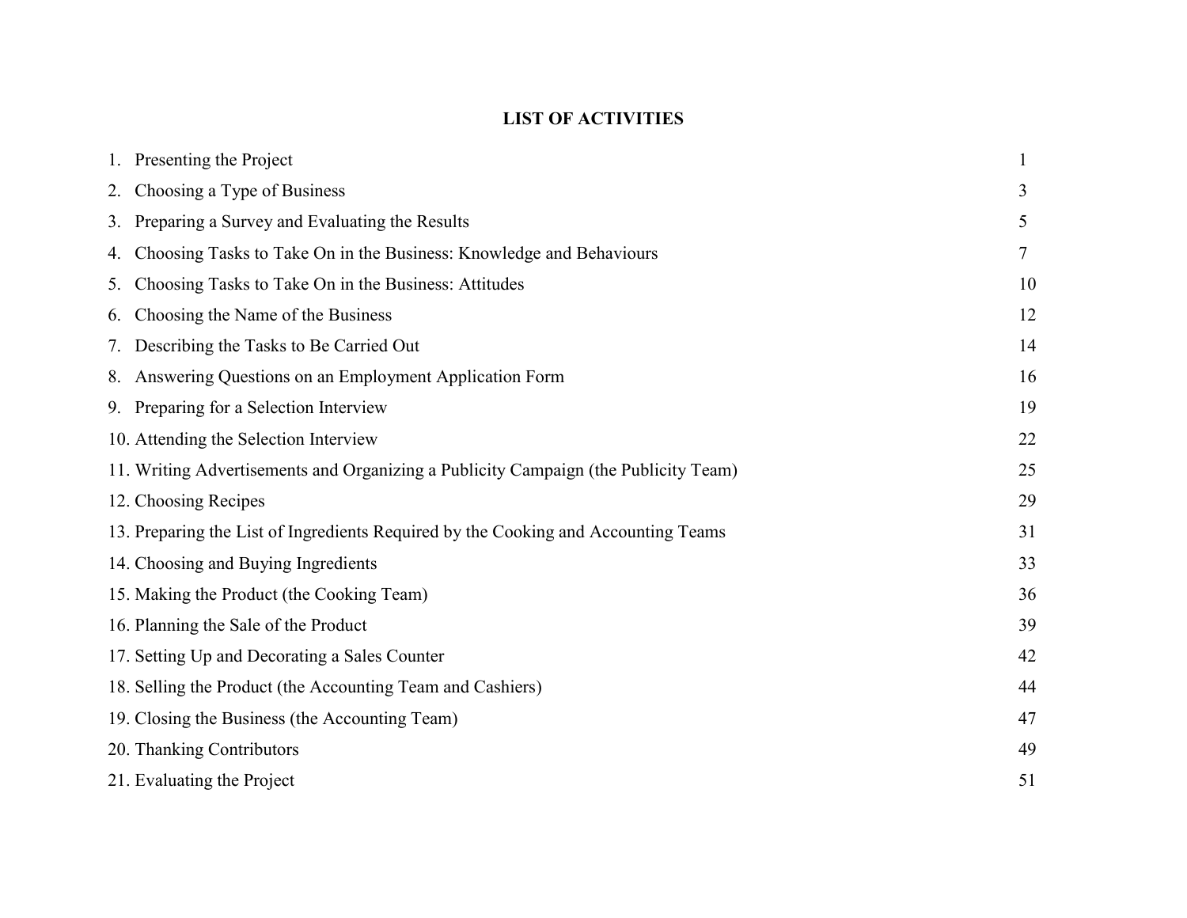## LIST OF ACTIVITIES

| | |
|---|---|
| 1. Presenting the Project | 1 |
| 2. Choosing a Type of Business | 3 |
| 3. Preparing a Survey and Evaluating the Results | 5 |
| 4. Choosing Tasks to Take On in the Business: Knowledge and Behaviours | 7 |
| 5. Choosing Tasks to Take On in the Business: Attitudes | 10 |
| 6. Choosing the Name of the Business | 12 |
| 7. Describing the Tasks to Be Carried Out | 14 |
| 8. Answering Questions on an Employment Application Form | 16 |
| 9. Preparing for a Selection Interview | 19 |
| 10. Attending the Selection Interview | 22 |
| 11. Writing Advertisements and Organizing a Publicity Campaign (the Publicity Team) | 25 |
| 12. Choosing Recipes | 29 |
| 13. Preparing the List of Ingredients Required by the Cooking and Accounting Teams | 31 |
| 14. Choosing and Buying Ingredients | 33 |
| 15. Making the Product (the Cooking Team) | 36 |
| 16. Planning the Sale of the Product | 39 |
| 17. Setting Up and Decorating a Sales Counter | 42 |
| 18. Selling the Product (the Accounting Team and Cashiers) | 44 |
| 19. Closing the Business (the Accounting Team) | 47 |
| 20. Thanking Contributors | 49 |
| 21. Evaluating the Project | 51 |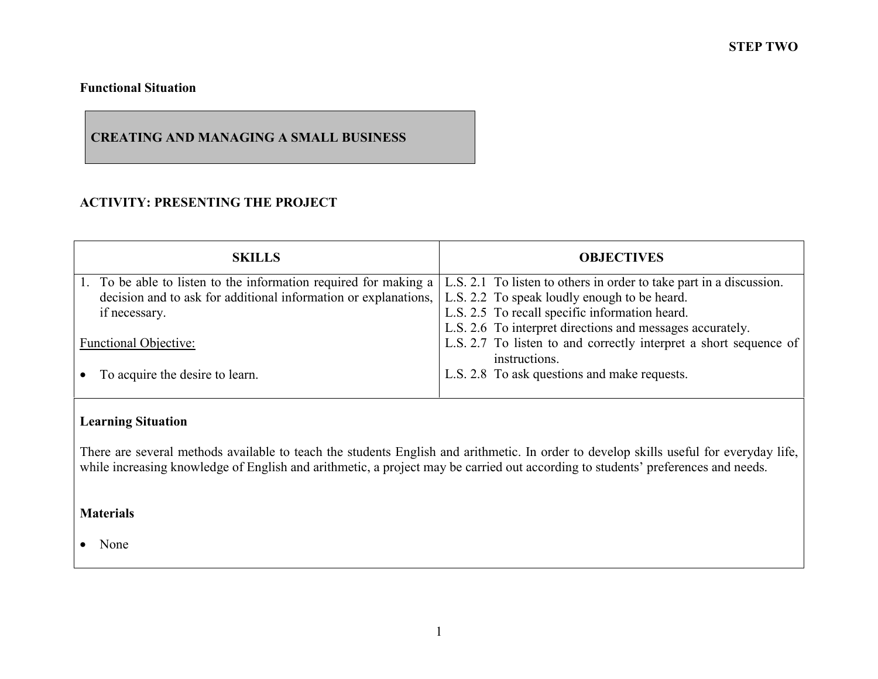**STEP TWO**

**Functional Situation**

**CREATING AND MANAGING A SMALL BUSINESS**

**ACTIVITY: PRESENTING THE PROJECT**

| SKILLS | OBJECTIVES |
|---|---|
| 1. To be able to listen to the information required for making a decision and to ask for additional information or explanations, if necessary.<br><br>Functional Objective:<br><br>• To acquire the desire to learn. | L.S. 2.1 To listen to others in order to take part in a discussion.<br>L.S. 2.2 To speak loudly enough to be heard.<br>L.S. 2.5 To recall specific information heard.<br>L.S. 2.6 To interpret directions and messages accurately.<br>L.S. 2.7 To listen to and correctly interpret a short sequence of instructions.<br>L.S. 2.8 To ask questions and make requests. |

**Learning Situation**

There are several methods available to teach the students English and arithmetic. In order to develop skills useful for everyday life, while increasing knowledge of English and arithmetic, a project may be carried out according to students' preferences and needs.

**Materials**

- None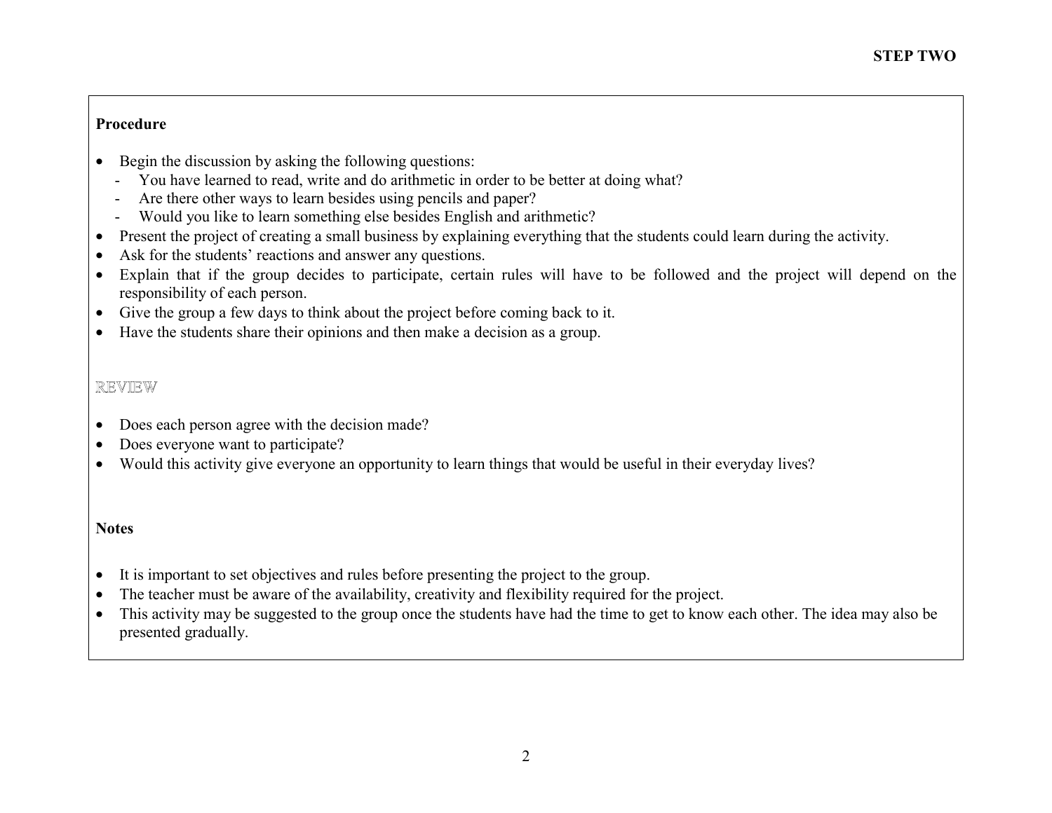## STEP TWO

**Procedure**

- Begin the discussion by asking the following questions:
  - You have learned to read, write and do arithmetic in order to be better at doing what?
  - Are there other ways to learn besides using pencils and paper?
  - Would you like to learn something else besides English and arithmetic?
- Present the project of creating a small business by explaining everything that the students could learn during the activity.
- Ask for the students' reactions and answer any questions.
- Explain that if the group decides to participate, certain rules will have to be followed and the project will depend on the responsibility of each person.
- Give the group a few days to think about the project before coming back to it.
- Have the students share their opinions and then make a decision as a group.

REVIEW

- Does each person agree with the decision made?
- Does everyone want to participate?
- Would this activity give everyone an opportunity to learn things that would be useful in their everyday lives?

**Notes**

- It is important to set objectives and rules before presenting the project to the group.
- The teacher must be aware of the availability, creativity and flexibility required for the project.
- This activity may be suggested to the group once the students have had the time to get to know each other. The idea may also be presented gradually.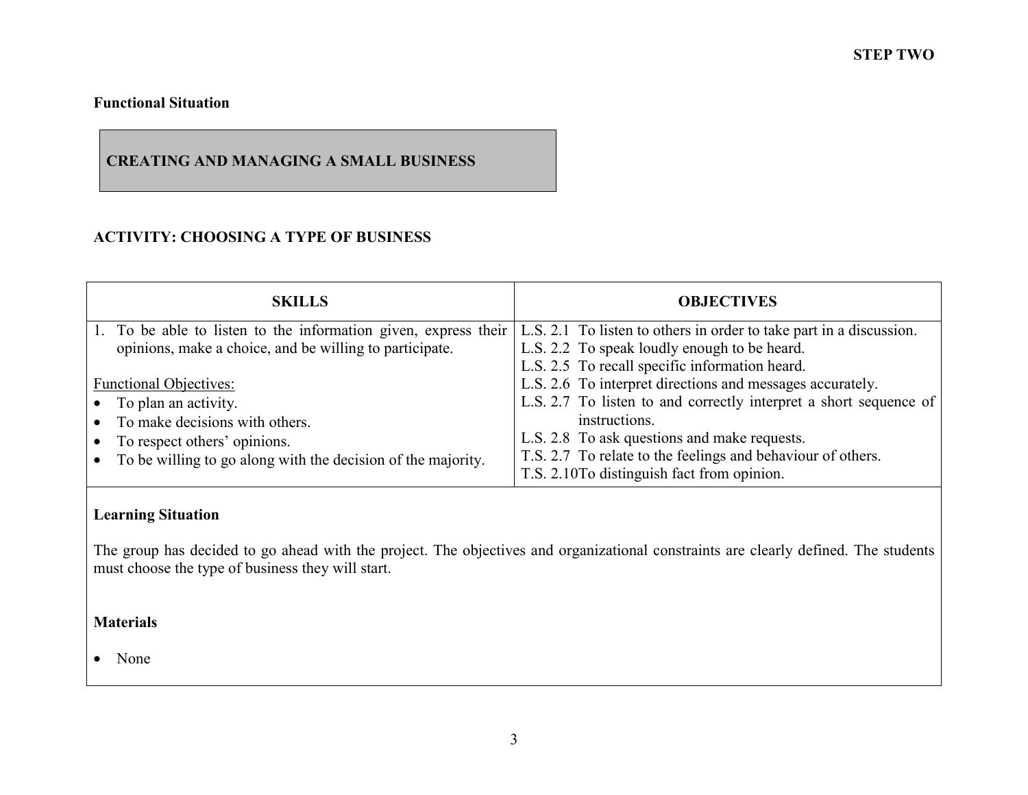**STEP TWO**

**Functional Situation**

**CREATING AND MANAGING A SMALL BUSINESS**

## ACTIVITY: CHOOSING A TYPE OF BUSINESS

| SKILLS | OBJECTIVES |
|---|---|
| 1. To be able to listen to the information given, express their opinions, make a choice, and be willing to participate.<br><br>Functional Objectives:<br>• To plan an activity.<br>• To make decisions with others.<br>• To respect others' opinions.<br>• To be willing to go along with the decision of the majority. | L.S. 2.1 To listen to others in order to take part in a discussion.<br>L.S. 2.2 To speak loudly enough to be heard.<br>L.S. 2.5 To recall specific information heard.<br>L.S. 2.6 To interpret directions and messages accurately.<br>L.S. 2.7 To listen to and correctly interpret a short sequence of instructions.<br>L.S. 2.8 To ask questions and make requests.<br>T.S. 2.7 To relate to the feelings and behaviour of others.<br>T.S. 2.10 To distinguish fact from opinion. |

**Learning Situation**

The group has decided to go ahead with the project. The objectives and organizational constraints are clearly defined. The students must choose the type of business they will start.

**Materials**

- None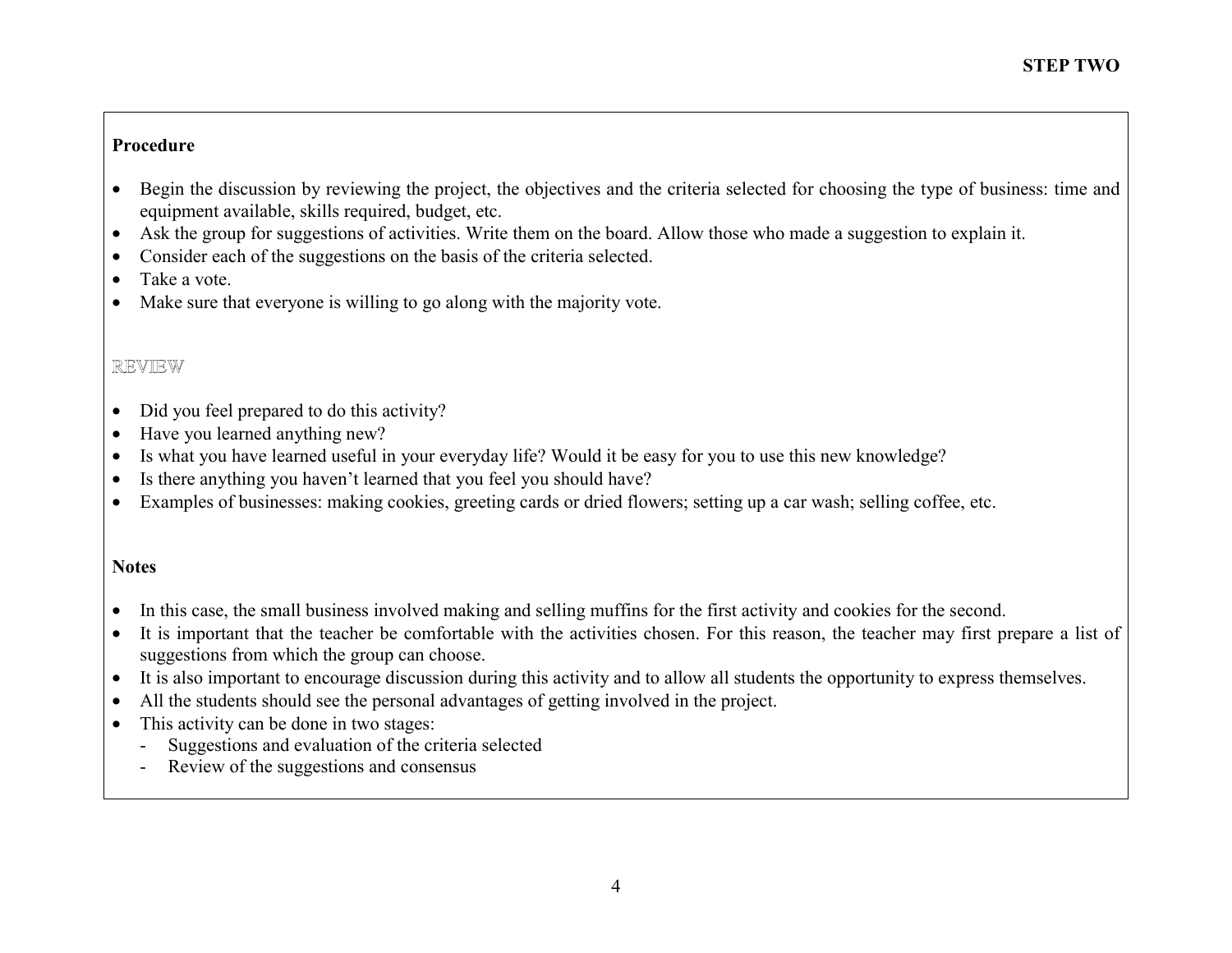## STEP TWO

**Procedure**

- Begin the discussion by reviewing the project, the objectives and the criteria selected for choosing the type of business: time and equipment available, skills required, budget, etc.
- Ask the group for suggestions of activities. Write them on the board. Allow those who made a suggestion to explain it.
- Consider each of the suggestions on the basis of the criteria selected.
- Take a vote.
- Make sure that everyone is willing to go along with the majority vote.

REVIEW

- Did you feel prepared to do this activity?
- Have you learned anything new?
- Is what you have learned useful in your everyday life? Would it be easy for you to use this new knowledge?
- Is there anything you haven't learned that you feel you should have?
- Examples of businesses: making cookies, greeting cards or dried flowers; setting up a car wash; selling coffee, etc.

**Notes**

- In this case, the small business involved making and selling muffins for the first activity and cookies for the second.
- It is important that the teacher be comfortable with the activities chosen. For this reason, the teacher may first prepare a list of suggestions from which the group can choose.
- It is also important to encourage discussion during this activity and to allow all students the opportunity to express themselves.
- All the students should see the personal advantages of getting involved in the project.
- This activity can be done in two stages:
  - Suggestions and evaluation of the criteria selected
  - Review of the suggestions and consensus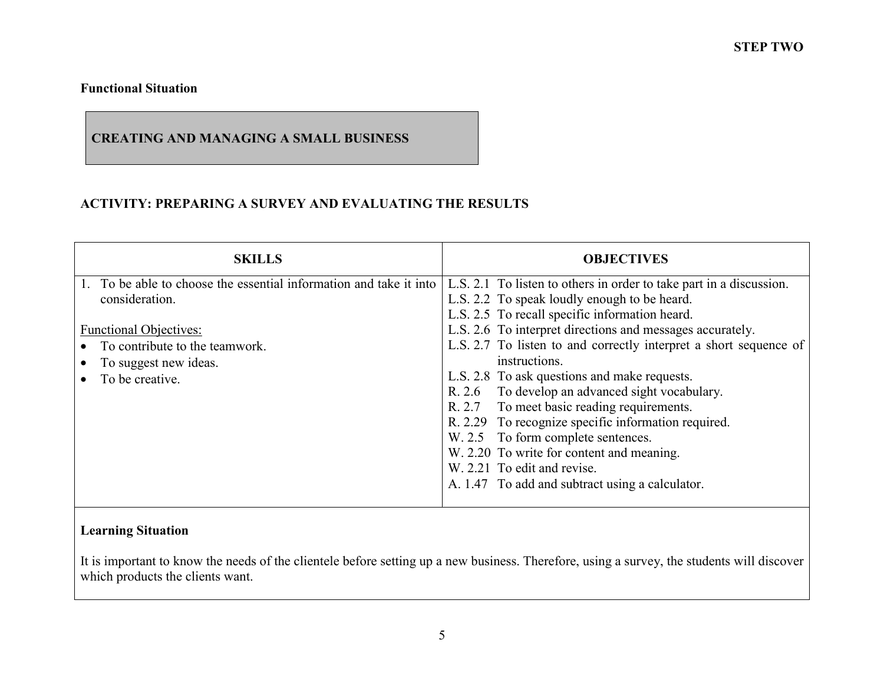**STEP TWO**

**Functional Situation**

**CREATING AND MANAGING A SMALL BUSINESS**

## ACTIVITY: PREPARING A SURVEY AND EVALUATING THE RESULTS

| SKILLS | OBJECTIVES |
|---|---|
| 1. To be able to choose the essential information and take it into consideration.<br><br>Functional Objectives:<br>• To contribute to the teamwork.<br>• To suggest new ideas.<br>• To be creative. | L.S. 2.1 To listen to others in order to take part in a discussion.<br>L.S. 2.2 To speak loudly enough to be heard.<br>L.S. 2.5 To recall specific information heard.<br>L.S. 2.6 To interpret directions and messages accurately.<br>L.S. 2.7 To listen to and correctly interpret a short sequence of instructions.<br>L.S. 2.8 To ask questions and make requests.<br>R. 2.6 To develop an advanced sight vocabulary.<br>R. 2.7 To meet basic reading requirements.<br>R. 2.29 To recognize specific information required.<br>W. 2.5 To form complete sentences.<br>W. 2.20 To write for content and meaning.<br>W. 2.21 To edit and revise.<br>A. 1.47 To add and subtract using a calculator. |

**Learning Situation**

It is important to know the needs of the clientele before setting up a new business. Therefore, using a survey, the students will discover which products the clients want.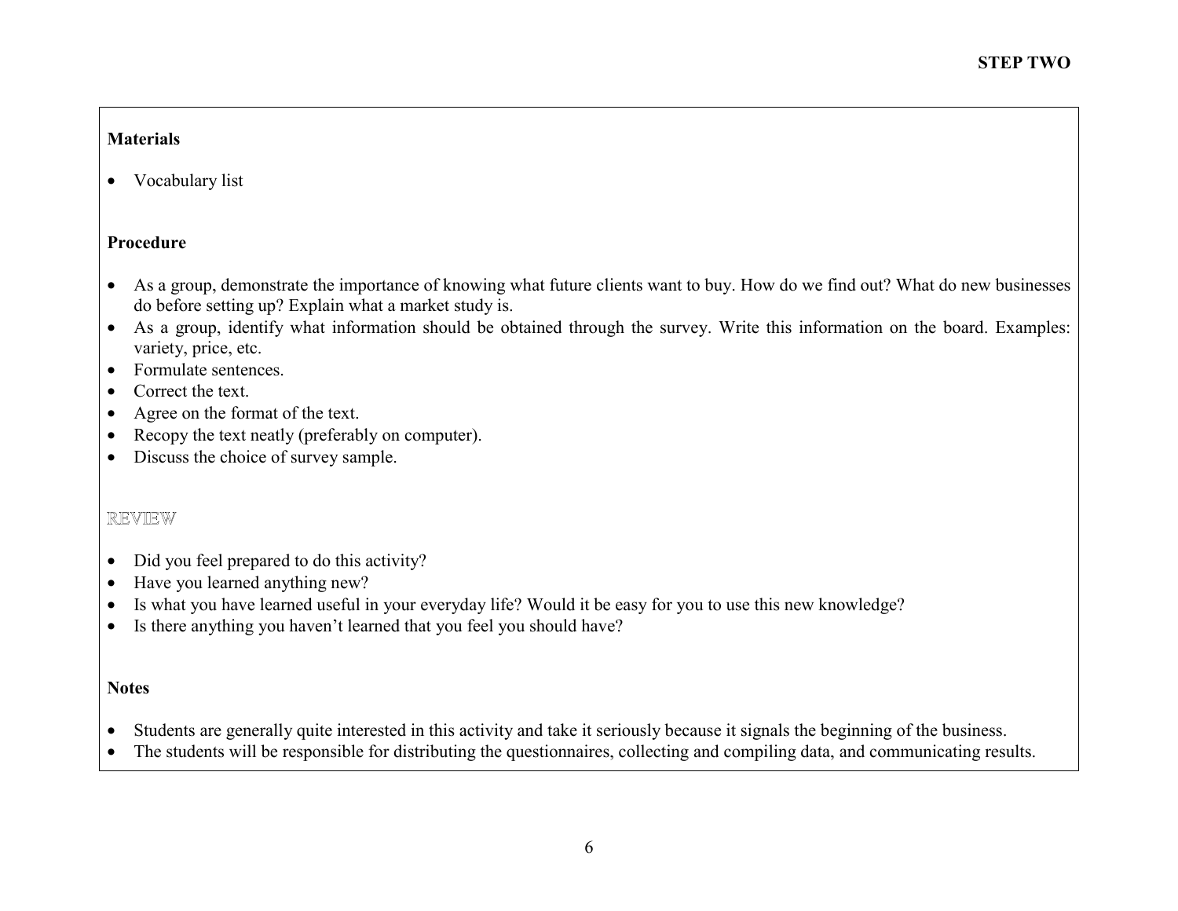# STEP TWO

**Materials**

- Vocabulary list

**Procedure**

- As a group, demonstrate the importance of knowing what future clients want to buy. How do we find out? What do new businesses do before setting up? Explain what a market study is.
- As a group, identify what information should be obtained through the survey. Write this information on the board. Examples: variety, price, etc.
- Formulate sentences.
- Correct the text.
- Agree on the format of the text.
- Recopy the text neatly (preferably on computer).
- Discuss the choice of survey sample.

REVIEW

- Did you feel prepared to do this activity?
- Have you learned anything new?
- Is what you have learned useful in your everyday life? Would it be easy for you to use this new knowledge?
- Is there anything you haven't learned that you feel you should have?

**Notes**

- Students are generally quite interested in this activity and take it seriously because it signals the beginning of the business.
- The students will be responsible for distributing the questionnaires, collecting and compiling data, and communicating results.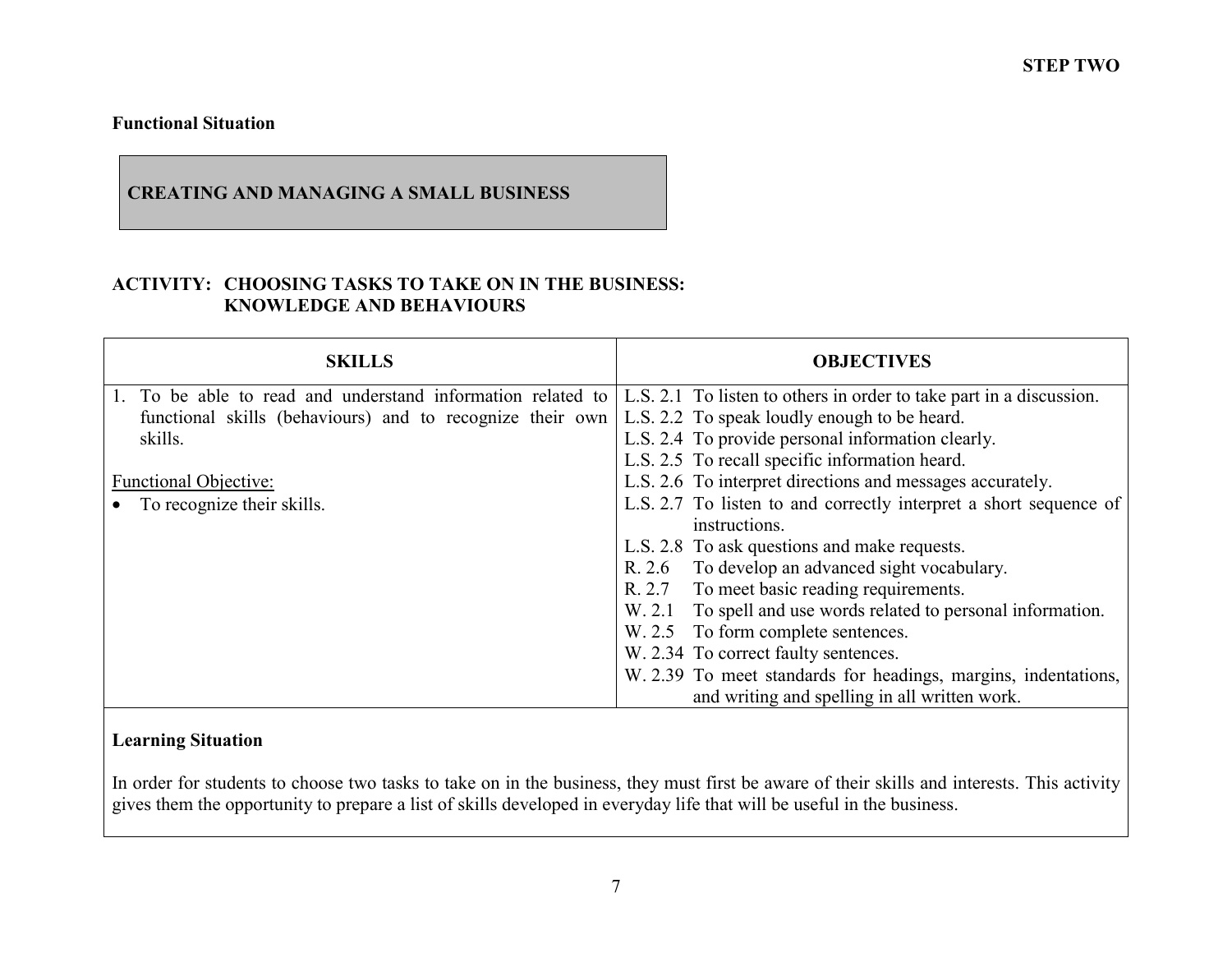**STEP TWO**

**Functional Situation**

**CREATING AND MANAGING A SMALL BUSINESS**

**ACTIVITY: CHOOSING TASKS TO TAKE ON IN THE BUSINESS: KNOWLEDGE AND BEHAVIOURS**

| SKILLS | OBJECTIVES |
| --- | --- |
| 1. To be able to read and understand information related to functional skills (behaviours) and to recognize their own skills.<br><br><u>Functional Objective:</u><br>• To recognize their skills. | L.S. 2.1 To listen to others in order to take part in a discussion.<br>L.S. 2.2 To speak loudly enough to be heard.<br>L.S. 2.4 To provide personal information clearly.<br>L.S. 2.5 To recall specific information heard.<br>L.S. 2.6 To interpret directions and messages accurately.<br>L.S. 2.7 To listen to and correctly interpret a short sequence of instructions.<br>L.S. 2.8 To ask questions and make requests.<br>R. 2.6 To develop an advanced sight vocabulary.<br>R. 2.7 To meet basic reading requirements.<br>W. 2.1 To spell and use words related to personal information.<br>W. 2.5 To form complete sentences.<br>W. 2.34 To correct faulty sentences.<br>W. 2.39 To meet standards for headings, margins, indentations, and writing and spelling in all written work. |

**Learning Situation**

In order for students to choose two tasks to take on in the business, they must first be aware of their skills and interests. This activity gives them the opportunity to prepare a list of skills developed in everyday life that will be useful in the business.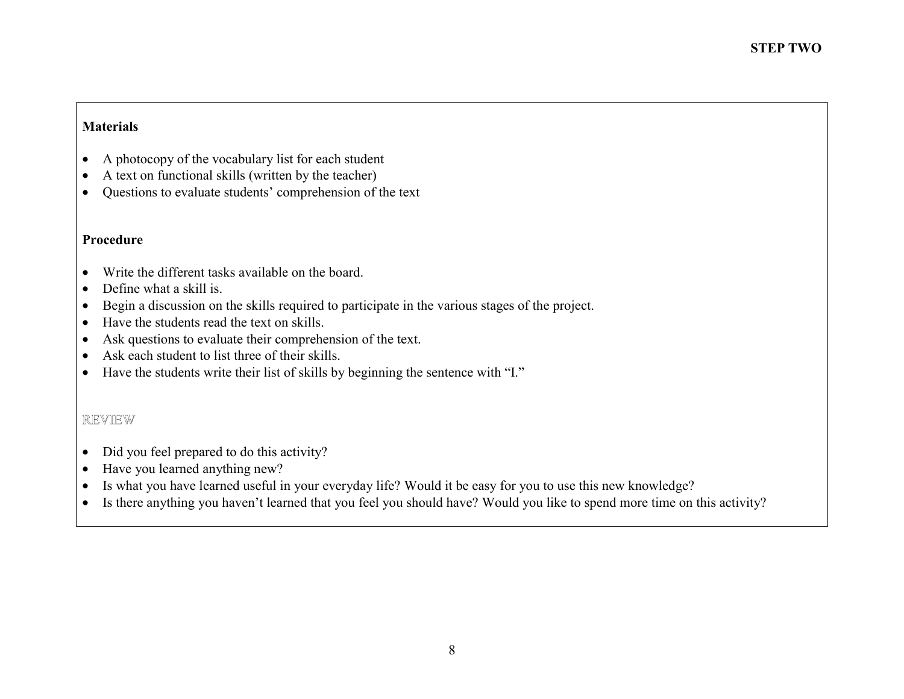**Materials**

- A photocopy of the vocabulary list for each student
- A text on functional skills (written by the teacher)
- Questions to evaluate students' comprehension of the text

**Procedure**

- Write the different tasks available on the board.
- Define what a skill is.
- Begin a discussion on the skills required to participate in the various stages of the project.
- Have the students read the text on skills.
- Ask questions to evaluate their comprehension of the text.
- Ask each student to list three of their skills.
- Have the students write their list of skills by beginning the sentence with "I."

REVIEW

- Did you feel prepared to do this activity?
- Have you learned anything new?
- Is what you have learned useful in your everyday life? Would it be easy for you to use this new knowledge?
- Is there anything you haven't learned that you feel you should have? Would you like to spend more time on this activity?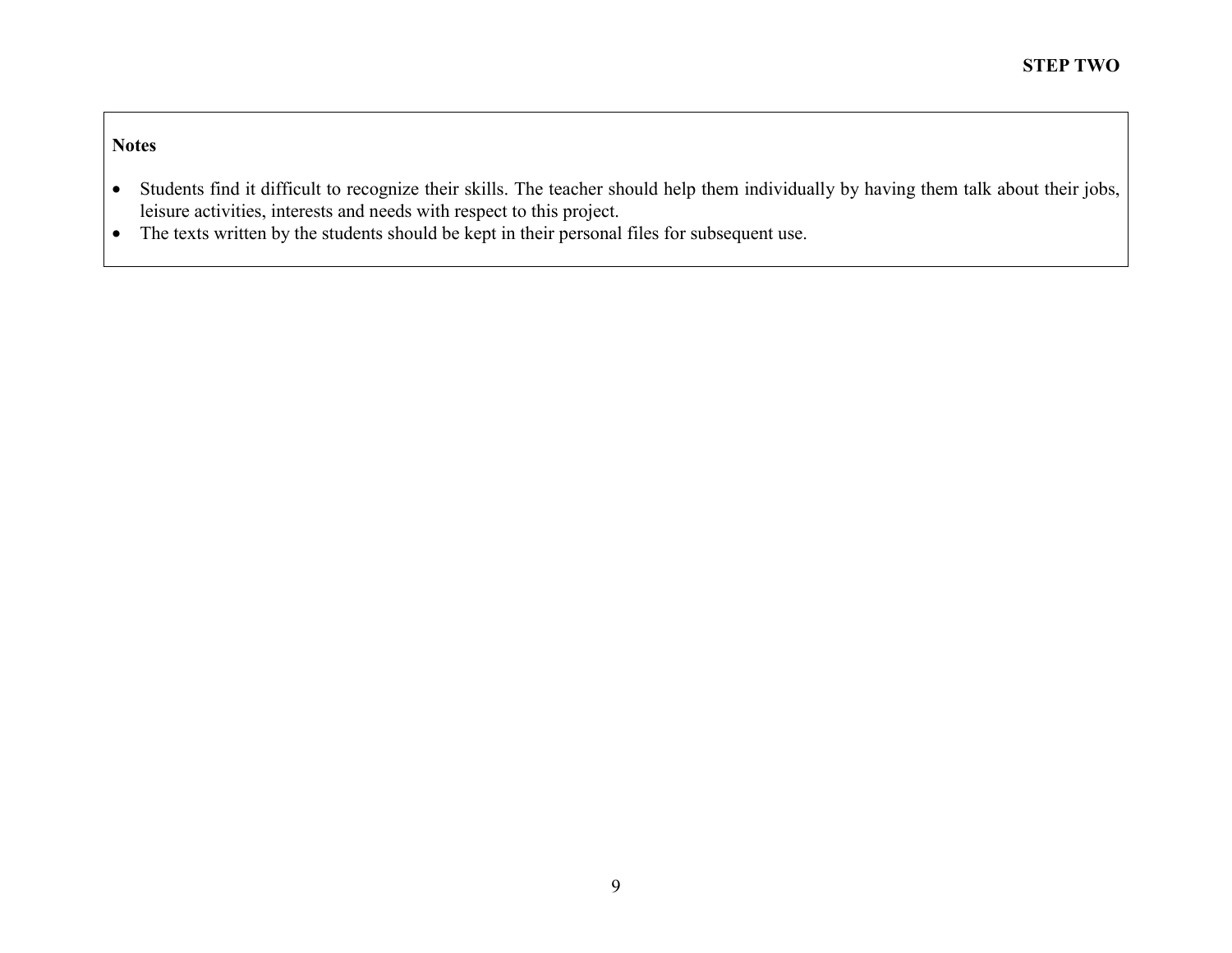**Notes**

- Students find it difficult to recognize their skills. The teacher should help them individually by having them talk about their jobs, leisure activities, interests and needs with respect to this project.
- The texts written by the students should be kept in their personal files for subsequent use.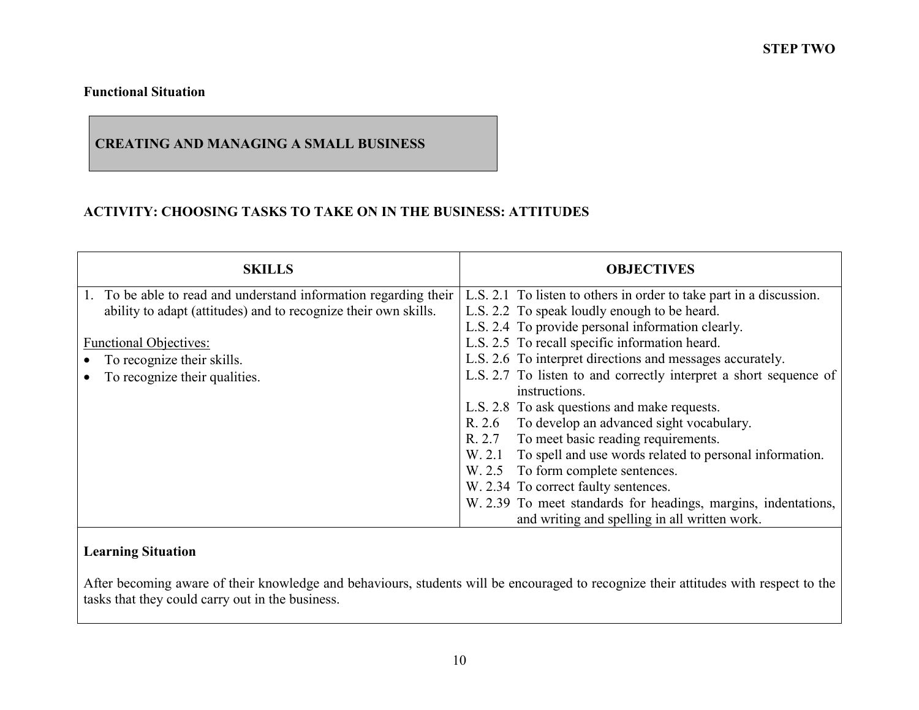**STEP TWO**

**Functional Situation**

**CREATING AND MANAGING A SMALL BUSINESS**

**ACTIVITY: CHOOSING TASKS TO TAKE ON IN THE BUSINESS: ATTITUDES**

| SKILLS | OBJECTIVES |
|---|---|
| 1. To be able to read and understand information regarding their ability to adapt (attitudes) and to recognize their own skills.<br><br><u>Functional Objectives:</u><br>• To recognize their skills.<br>• To recognize their qualities. | L.S. 2.1 To listen to others in order to take part in a discussion.<br>L.S. 2.2 To speak loudly enough to be heard.<br>L.S. 2.4 To provide personal information clearly.<br>L.S. 2.5 To recall specific information heard.<br>L.S. 2.6 To interpret directions and messages accurately.<br>L.S. 2.7 To listen to and correctly interpret a short sequence of instructions.<br>L.S. 2.8 To ask questions and make requests.<br>R. 2.6 To develop an advanced sight vocabulary.<br>R. 2.7 To meet basic reading requirements.<br>W. 2.1 To spell and use words related to personal information.<br>W. 2.5 To form complete sentences.<br>W. 2.34 To correct faulty sentences.<br>W. 2.39 To meet standards for headings, margins, indentations, and writing and spelling in all written work. |

**Learning Situation**

After becoming aware of their knowledge and behaviours, students will be encouraged to recognize their attitudes with respect to the tasks that they could carry out in the business.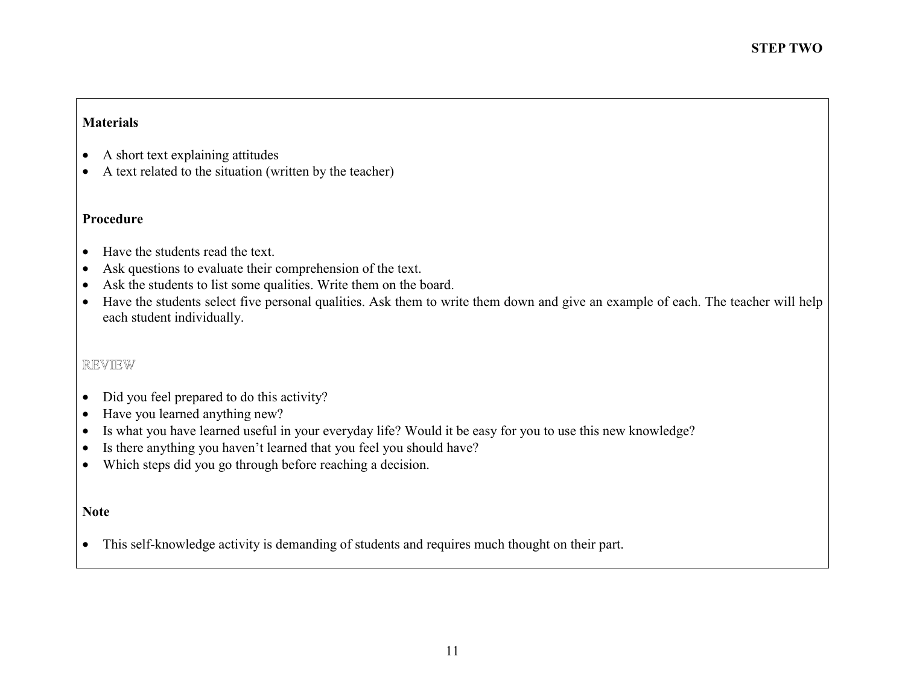**STEP TWO**

**Materials**

- A short text explaining attitudes
- A text related to the situation (written by the teacher)

**Procedure**

- Have the students read the text.
- Ask questions to evaluate their comprehension of the text.
- Ask the students to list some qualities. Write them on the board.
- Have the students select five personal qualities. Ask them to write them down and give an example of each. The teacher will help each student individually.

REVIEW

- Did you feel prepared to do this activity?
- Have you learned anything new?
- Is what you have learned useful in your everyday life? Would it be easy for you to use this new knowledge?
- Is there anything you haven't learned that you feel you should have?
- Which steps did you go through before reaching a decision.

**Note**

- This self-knowledge activity is demanding of students and requires much thought on their part.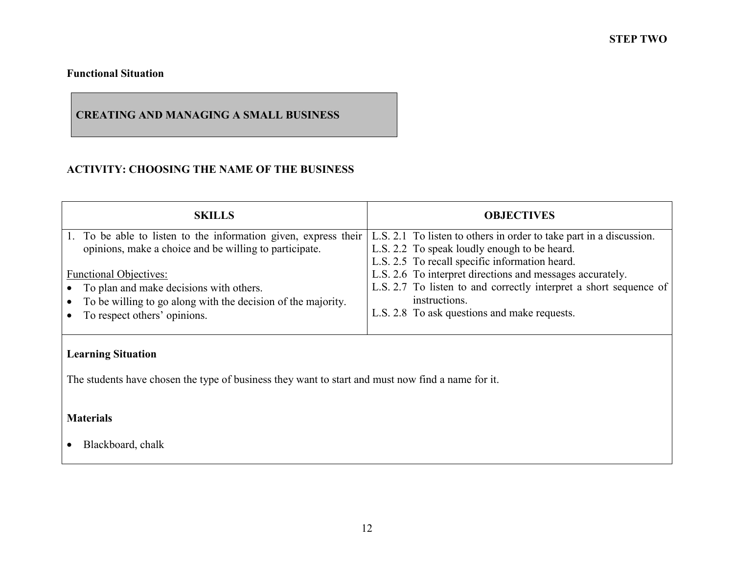**STEP TWO**

**Functional Situation**

**CREATING AND MANAGING A SMALL BUSINESS**

**ACTIVITY: CHOOSING THE NAME OF THE BUSINESS**

| SKILLS | OBJECTIVES |
|---|---|
| 1. To be able to listen to the information given, express their opinions, make a choice and be willing to participate.<br><br>Functional Objectives:<br>• To plan and make decisions with others.<br>• To be willing to go along with the decision of the majority.<br>• To respect others' opinions. | L.S. 2.1 To listen to others in order to take part in a discussion.<br>L.S. 2.2 To speak loudly enough to be heard.<br>L.S. 2.5 To recall specific information heard.<br>L.S. 2.6 To interpret directions and messages accurately.<br>L.S. 2.7 To listen to and correctly interpret a short sequence of instructions.<br>L.S. 2.8 To ask questions and make requests. |

**Learning Situation**

The students have chosen the type of business they want to start and must now find a name for it.

**Materials**

- Blackboard, chalk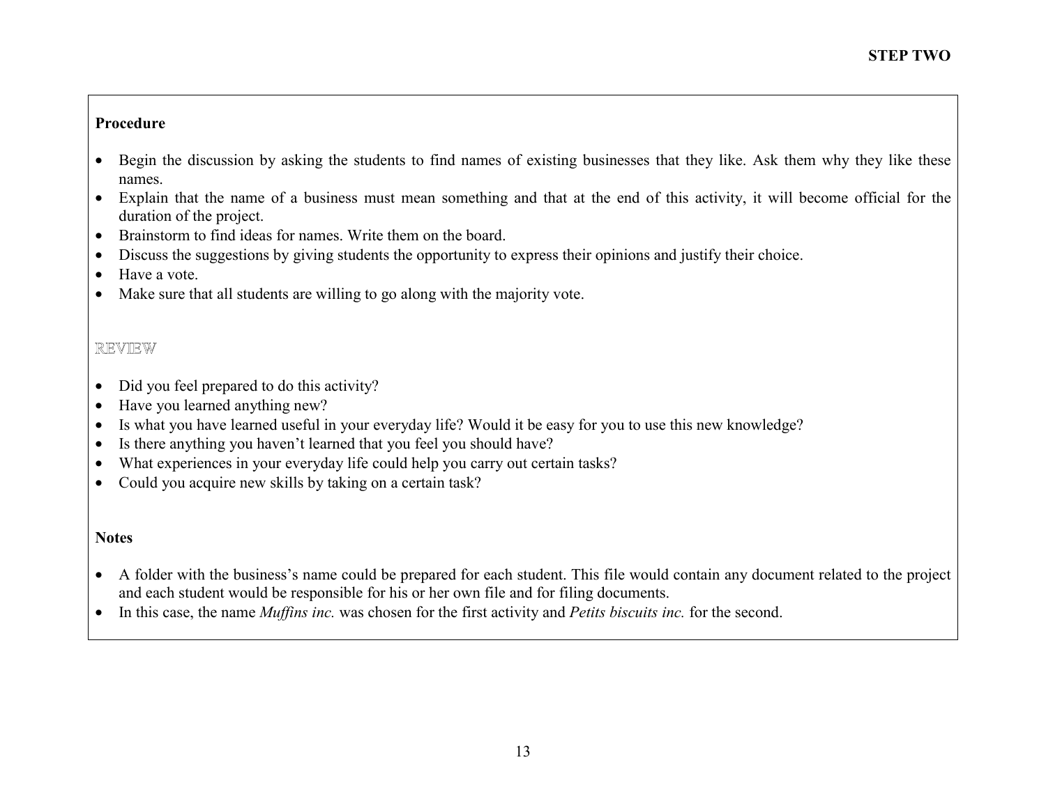**STEP TWO**

**Procedure**

- Begin the discussion by asking the students to find names of existing businesses that they like. Ask them why they like these names.
- Explain that the name of a business must mean something and that at the end of this activity, it will become official for the duration of the project.
- Brainstorm to find ideas for names. Write them on the board.
- Discuss the suggestions by giving students the opportunity to express their opinions and justify their choice.
- Have a vote.
- Make sure that all students are willing to go along with the majority vote.

REVIEW

- Did you feel prepared to do this activity?
- Have you learned anything new?
- Is what you have learned useful in your everyday life? Would it be easy for you to use this new knowledge?
- Is there anything you haven't learned that you feel you should have?
- What experiences in your everyday life could help you carry out certain tasks?
- Could you acquire new skills by taking on a certain task?

**Notes**

- A folder with the business's name could be prepared for each student. This file would contain any document related to the project and each student would be responsible for his or her own file and for filing documents.
- In this case, the name *Muffins inc.* was chosen for the first activity and *Petits biscuits inc.* for the second.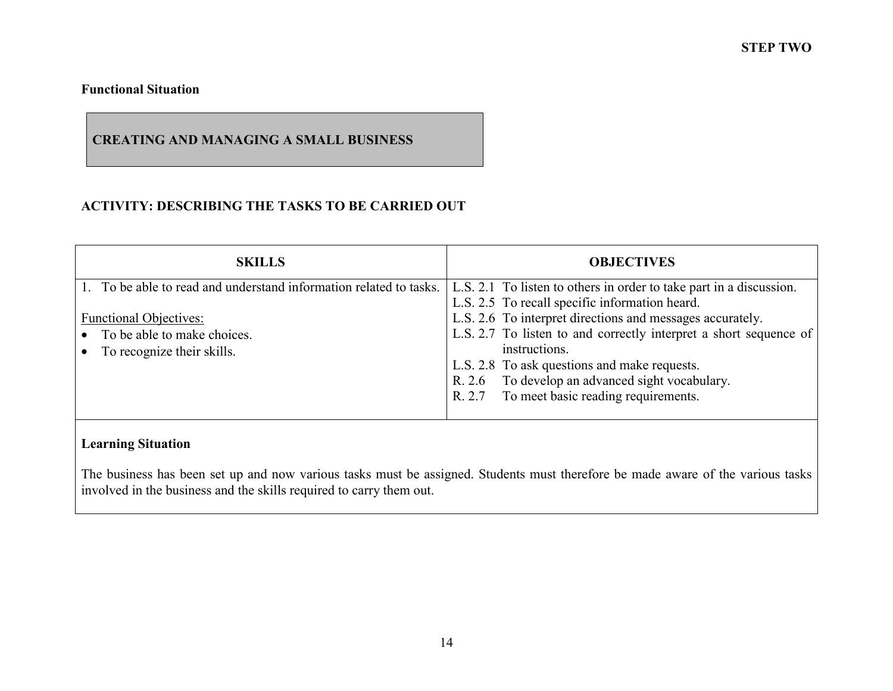**STEP TWO**

**Functional Situation**

**CREATING AND MANAGING A SMALL BUSINESS**

**ACTIVITY: DESCRIBING THE TASKS TO BE CARRIED OUT**

| SKILLS | OBJECTIVES |
| --- | --- |
| 1. To be able to read and understand information related to tasks.<br><br><u>Functional Objectives:</u><br>• To be able to make choices.<br>• To recognize their skills. | L.S. 2.1 To listen to others in order to take part in a discussion.<br>L.S. 2.5 To recall specific information heard.<br>L.S. 2.6 To interpret directions and messages accurately.<br>L.S. 2.7 To listen to and correctly interpret a short sequence of instructions.<br>L.S. 2.8 To ask questions and make requests.<br>R. 2.6 To develop an advanced sight vocabulary.<br>R. 2.7 To meet basic reading requirements. |

**Learning Situation**

The business has been set up and now various tasks must be assigned. Students must therefore be made aware of the various tasks involved in the business and the skills required to carry them out.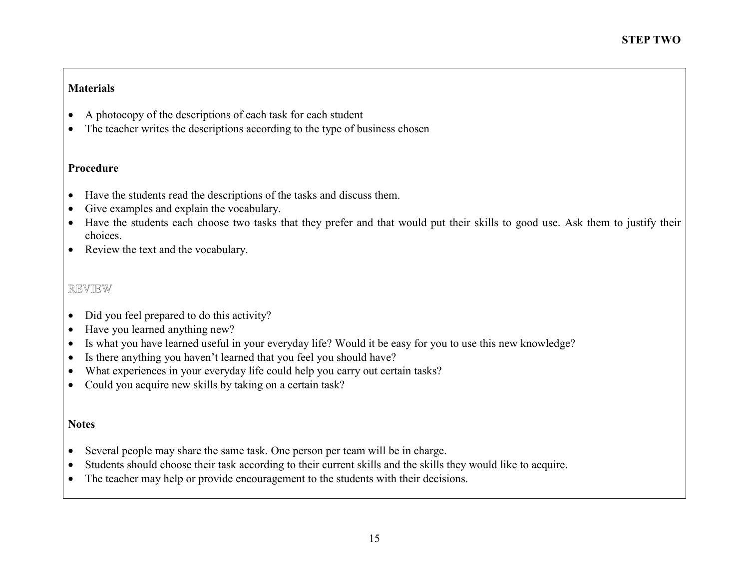**Materials**

- A photocopy of the descriptions of each task for each student
- The teacher writes the descriptions according to the type of business chosen

**Procedure**

- Have the students read the descriptions of the tasks and discuss them.
- Give examples and explain the vocabulary.
- Have the students each choose two tasks that they prefer and that would put their skills to good use. Ask them to justify their choices.
- Review the text and the vocabulary.

REVIEW

- Did you feel prepared to do this activity?
- Have you learned anything new?
- Is what you have learned useful in your everyday life? Would it be easy for you to use this new knowledge?
- Is there anything you haven't learned that you feel you should have?
- What experiences in your everyday life could help you carry out certain tasks?
- Could you acquire new skills by taking on a certain task?

**Notes**

- Several people may share the same task. One person per team will be in charge.
- Students should choose their task according to their current skills and the skills they would like to acquire.
- The teacher may help or provide encouragement to the students with their decisions.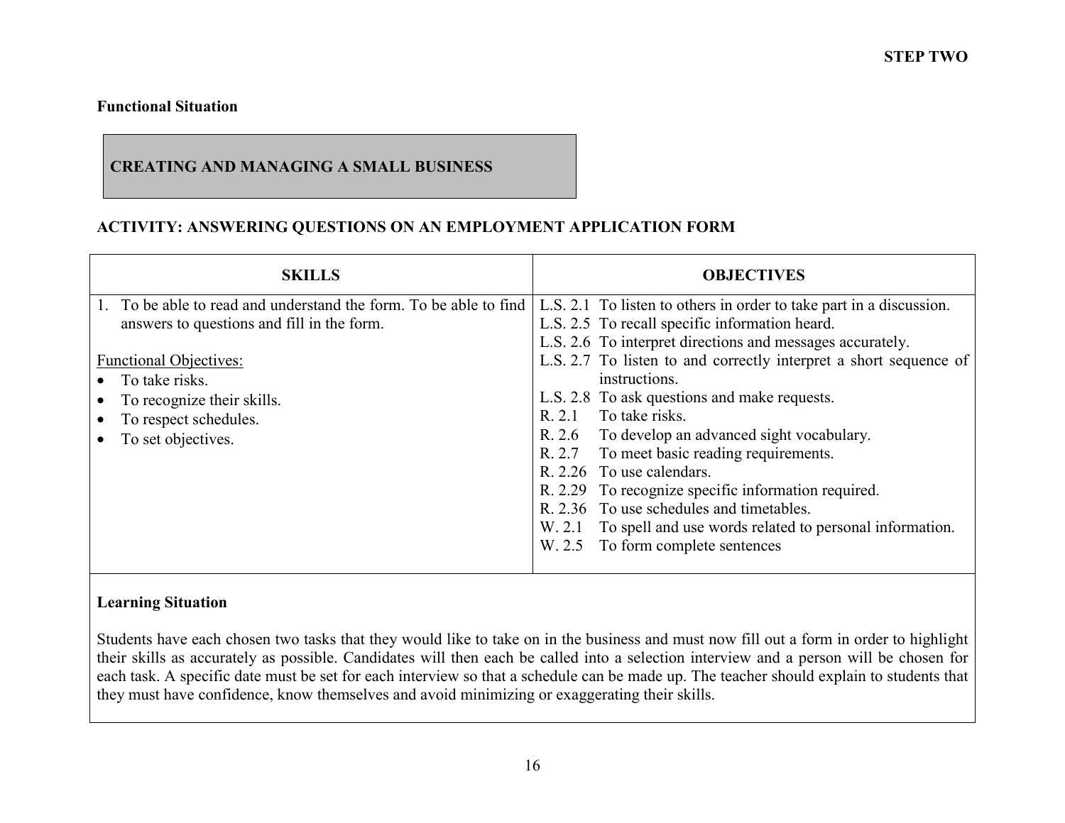**Functional Situation**

**CREATING AND MANAGING A SMALL BUSINESS**

**ACTIVITY: ANSWERING QUESTIONS ON AN EMPLOYMENT APPLICATION FORM**

| SKILLS | OBJECTIVES |
|---|---|
| 1. To be able to read and understand the form. To be able to find answers to questions and fill in the form.<br><br>Functional Objectives:<br>• To take risks.<br>• To recognize their skills.<br>• To respect schedules.<br>• To set objectives. | L.S. 2.1 To listen to others in order to take part in a discussion.<br>L.S. 2.5 To recall specific information heard.<br>L.S. 2.6 To interpret directions and messages accurately.<br>L.S. 2.7 To listen to and correctly interpret a short sequence of instructions.<br>L.S. 2.8 To ask questions and make requests.<br>R. 2.1 To take risks.<br>R. 2.6 To develop an advanced sight vocabulary.<br>R. 2.7 To meet basic reading requirements.<br>R. 2.26 To use calendars.<br>R. 2.29 To recognize specific information required.<br>R. 2.36 To use schedules and timetables.<br>W. 2.1 To spell and use words related to personal information.<br>W. 2.5 To form complete sentences |

**Learning Situation**

Students have each chosen two tasks that they would like to take on in the business and must now fill out a form in order to highlight their skills as accurately as possible. Candidates will then each be called into a selection interview and a person will be chosen for each task. A specific date must be set for each interview so that a schedule can be made up. The teacher should explain to students that they must have confidence, know themselves and avoid minimizing or exaggerating their skills.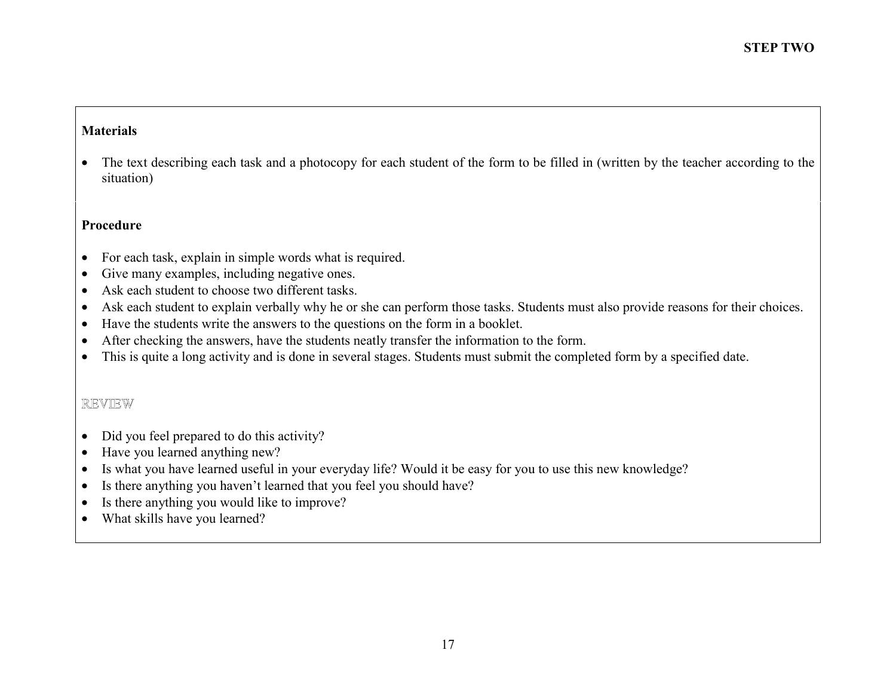**Materials**

- The text describing each task and a photocopy for each student of the form to be filled in (written by the teacher according to the situation)

**Procedure**

- For each task, explain in simple words what is required.
- Give many examples, including negative ones.
- Ask each student to choose two different tasks.
- Ask each student to explain verbally why he or she can perform those tasks. Students must also provide reasons for their choices.
- Have the students write the answers to the questions on the form in a booklet.
- After checking the answers, have the students neatly transfer the information to the form.
- This is quite a long activity and is done in several stages. Students must submit the completed form by a specified date.

REVIEW

- Did you feel prepared to do this activity?
- Have you learned anything new?
- Is what you have learned useful in your everyday life? Would it be easy for you to use this new knowledge?
- Is there anything you haven't learned that you feel you should have?
- Is there anything you would like to improve?
- What skills have you learned?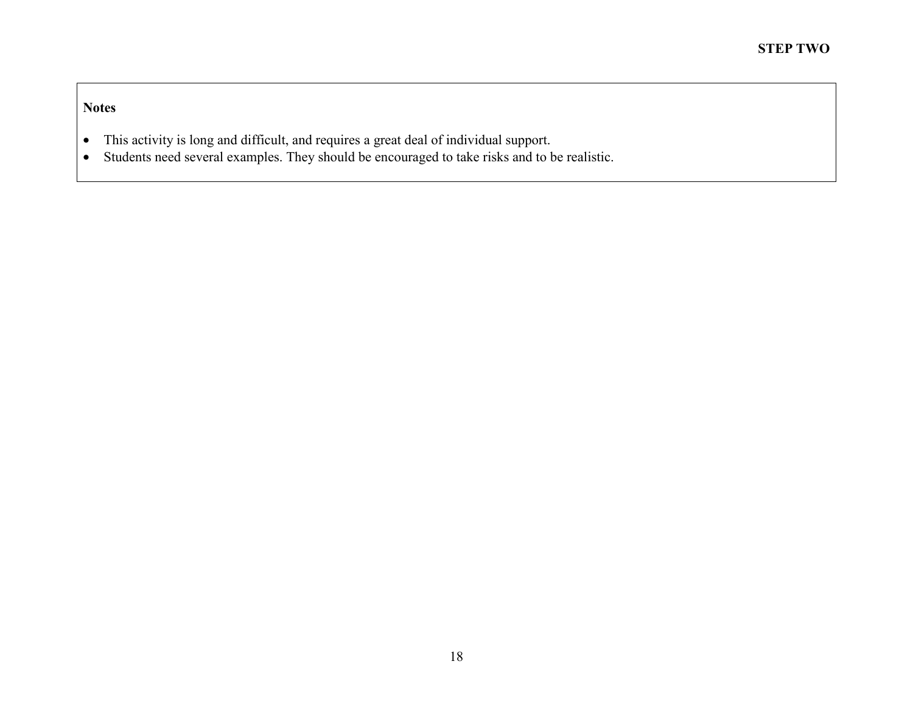**Notes**

- This activity is long and difficult, and requires a great deal of individual support.
- Students need several examples. They should be encouraged to take risks and to be realistic.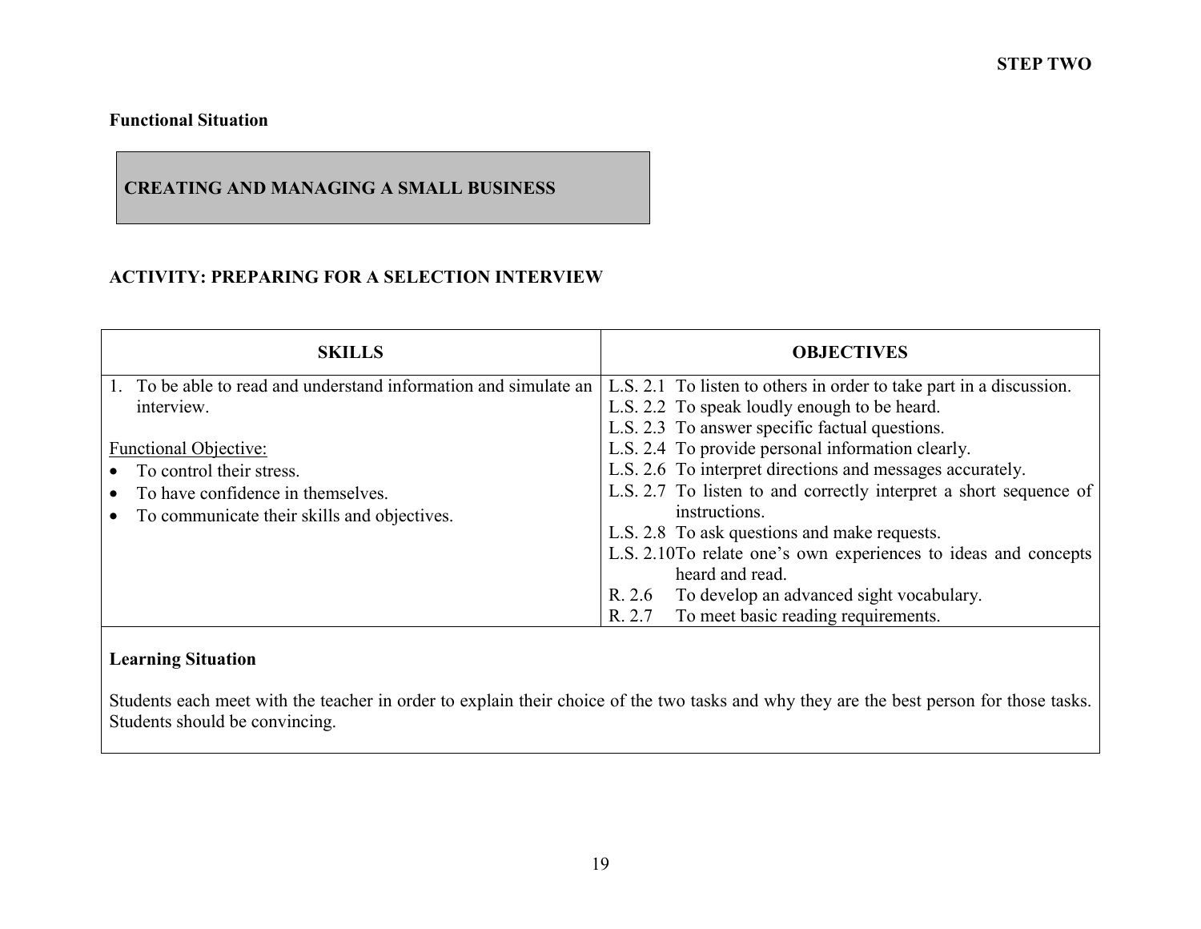**STEP TWO**

**Functional Situation**

**CREATING AND MANAGING A SMALL BUSINESS**

**ACTIVITY: PREPARING FOR A SELECTION INTERVIEW**

| SKILLS | OBJECTIVES |
|---|---|
| 1. To be able to read and understand information and simulate an interview.<br><br>Functional Objective:<br>• To control their stress.<br>• To have confidence in themselves.<br>• To communicate their skills and objectives. | L.S. 2.1 To listen to others in order to take part in a discussion.<br>L.S. 2.2 To speak loudly enough to be heard.<br>L.S. 2.3 To answer specific factual questions.<br>L.S. 2.4 To provide personal information clearly.<br>L.S. 2.6 To interpret directions and messages accurately.<br>L.S. 2.7 To listen to and correctly interpret a short sequence of instructions.<br>L.S. 2.8 To ask questions and make requests.<br>L.S. 2.10 To relate one's own experiences to ideas and concepts heard and read.<br>R. 2.6 To develop an advanced sight vocabulary.<br>R. 2.7 To meet basic reading requirements. |

**Learning Situation**

Students each meet with the teacher in order to explain their choice of the two tasks and why they are the best person for those tasks. Students should be convincing.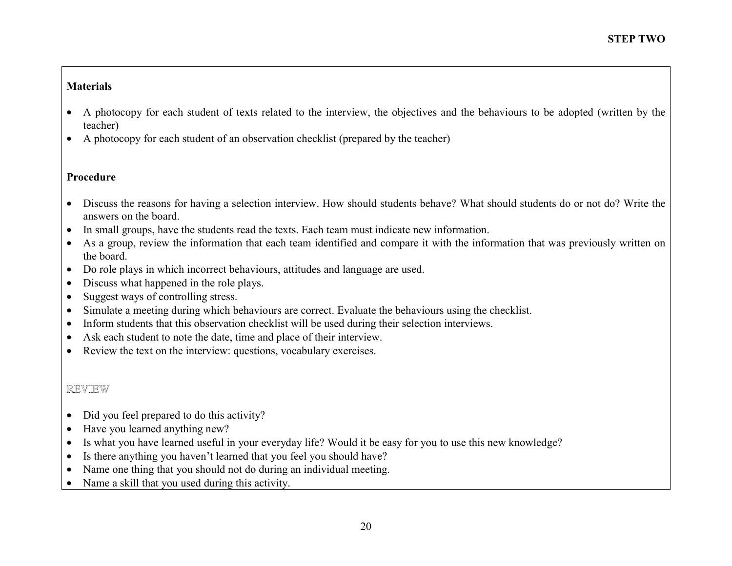**Materials**

- A photocopy for each student of texts related to the interview, the objectives and the behaviours to be adopted (written by the teacher)
- A photocopy for each student of an observation checklist (prepared by the teacher)

**Procedure**

- Discuss the reasons for having a selection interview. How should students behave? What should students do or not do? Write the answers on the board.
- In small groups, have the students read the texts. Each team must indicate new information.
- As a group, review the information that each team identified and compare it with the information that was previously written on the board.
- Do role plays in which incorrect behaviours, attitudes and language are used.
- Discuss what happened in the role plays.
- Suggest ways of controlling stress.
- Simulate a meeting during which behaviours are correct. Evaluate the behaviours using the checklist.
- Inform students that this observation checklist will be used during their selection interviews.
- Ask each student to note the date, time and place of their interview.
- Review the text on the interview: questions, vocabulary exercises.

REVIEW

- Did you feel prepared to do this activity?
- Have you learned anything new?
- Is what you have learned useful in your everyday life? Would it be easy for you to use this new knowledge?
- Is there anything you haven't learned that you feel you should have?
- Name one thing that you should not do during an individual meeting.
- Name a skill that you used during this activity.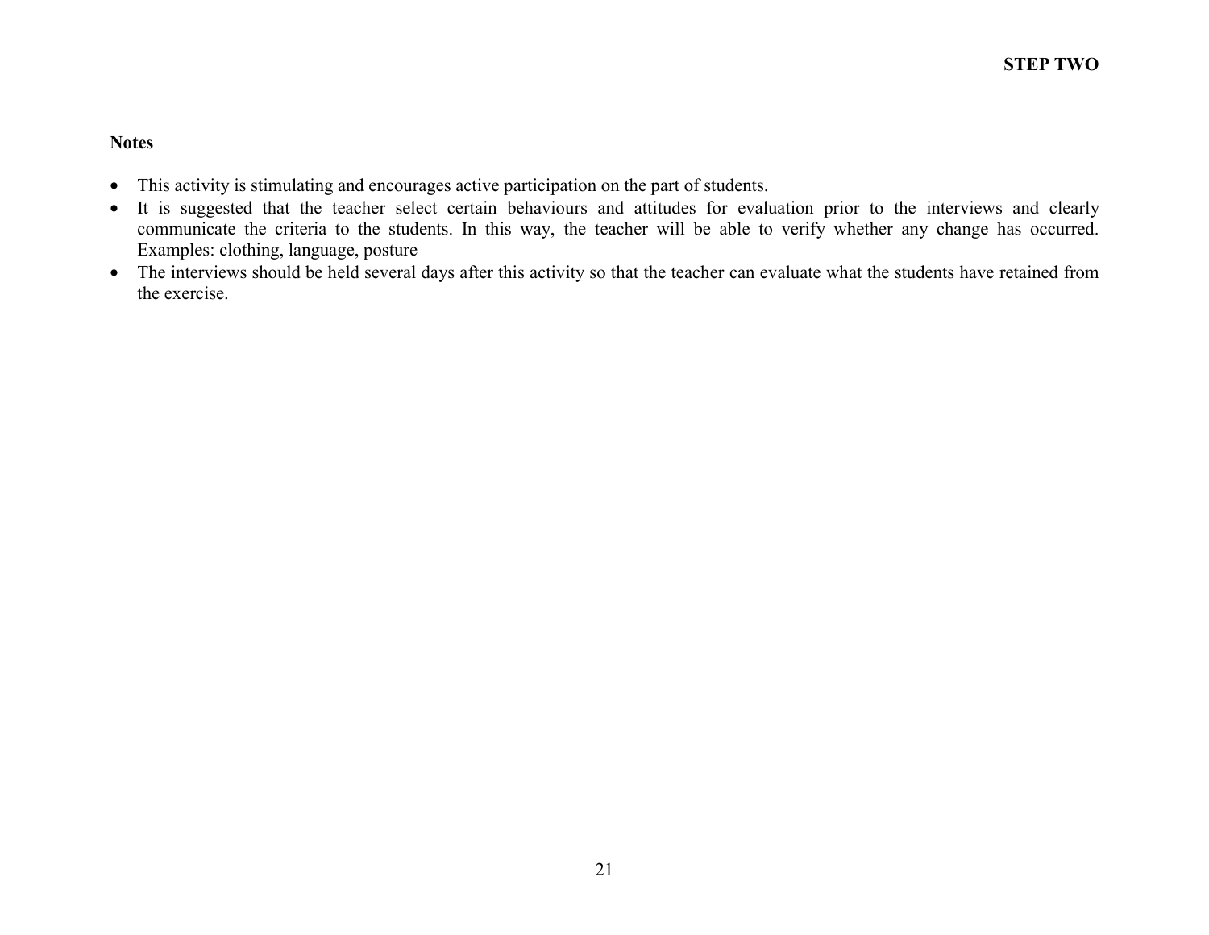**Notes**

- This activity is stimulating and encourages active participation on the part of students.
- It is suggested that the teacher select certain behaviours and attitudes for evaluation prior to the interviews and clearly communicate the criteria to the students. In this way, the teacher will be able to verify whether any change has occurred. Examples: clothing, language, posture
- The interviews should be held several days after this activity so that the teacher can evaluate what the students have retained from the exercise.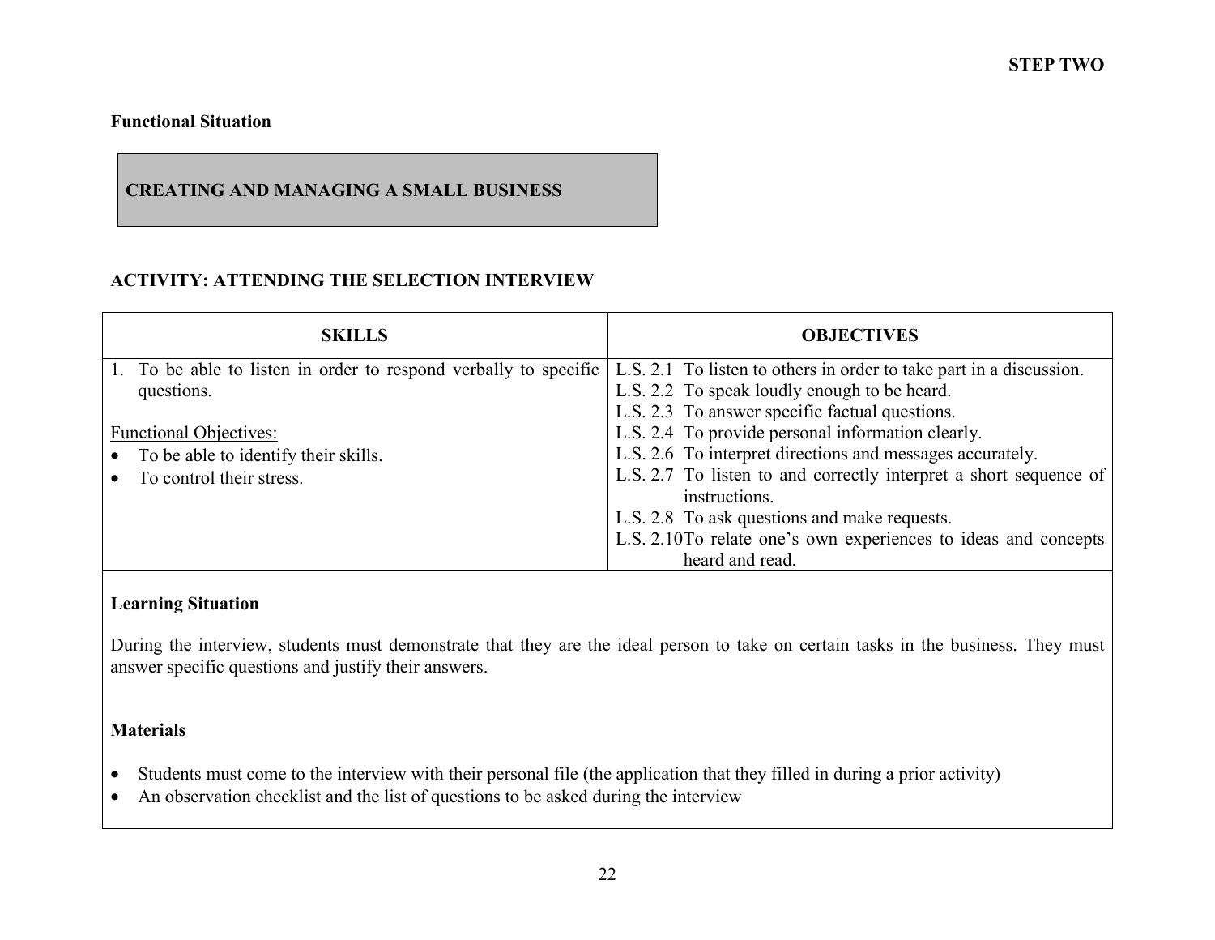**STEP TWO**

**Functional Situation**

**CREATING AND MANAGING A SMALL BUSINESS**

## ACTIVITY: ATTENDING THE SELECTION INTERVIEW

| SKILLS | OBJECTIVES |
|---|---|
| 1. To be able to listen in order to respond verbally to specific questions.<br><br><u>Functional Objectives:</u><br>• To be able to identify their skills.<br>• To control their stress. | L.S. 2.1 To listen to others in order to take part in a discussion.<br>L.S. 2.2 To speak loudly enough to be heard.<br>L.S. 2.3 To answer specific factual questions.<br>L.S. 2.4 To provide personal information clearly.<br>L.S. 2.6 To interpret directions and messages accurately.<br>L.S. 2.7 To listen to and correctly interpret a short sequence of instructions.<br>L.S. 2.8 To ask questions and make requests.<br>L.S. 2.10 To relate one's own experiences to ideas and concepts heard and read. |

**Learning Situation**

During the interview, students must demonstrate that they are the ideal person to take on certain tasks in the business. They must answer specific questions and justify their answers.

**Materials**

- Students must come to the interview with their personal file (the application that they filled in during a prior activity)
- An observation checklist and the list of questions to be asked during the interview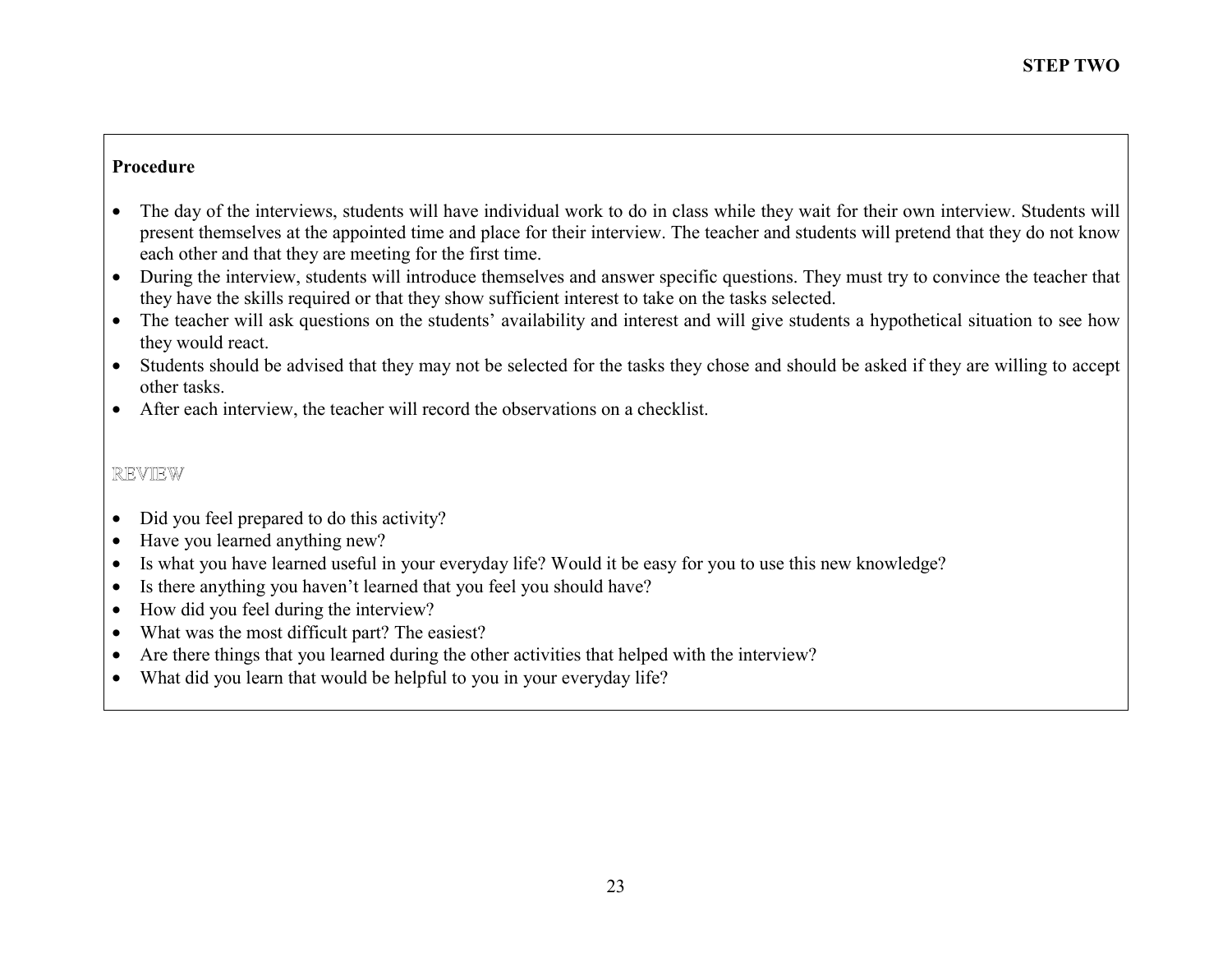**Procedure**

- The day of the interviews, students will have individual work to do in class while they wait for their own interview. Students will present themselves at the appointed time and place for their interview. The teacher and students will pretend that they do not know each other and that they are meeting for the first time.
- During the interview, students will introduce themselves and answer specific questions. They must try to convince the teacher that they have the skills required or that they show sufficient interest to take on the tasks selected.
- The teacher will ask questions on the students' availability and interest and will give students a hypothetical situation to see how they would react.
- Students should be advised that they may not be selected for the tasks they chose and should be asked if they are willing to accept other tasks.
- After each interview, the teacher will record the observations on a checklist.

REVIEW

- Did you feel prepared to do this activity?
- Have you learned anything new?
- Is what you have learned useful in your everyday life? Would it be easy for you to use this new knowledge?
- Is there anything you haven't learned that you feel you should have?
- How did you feel during the interview?
- What was the most difficult part? The easiest?
- Are there things that you learned during the other activities that helped with the interview?
- What did you learn that would be helpful to you in your everyday life?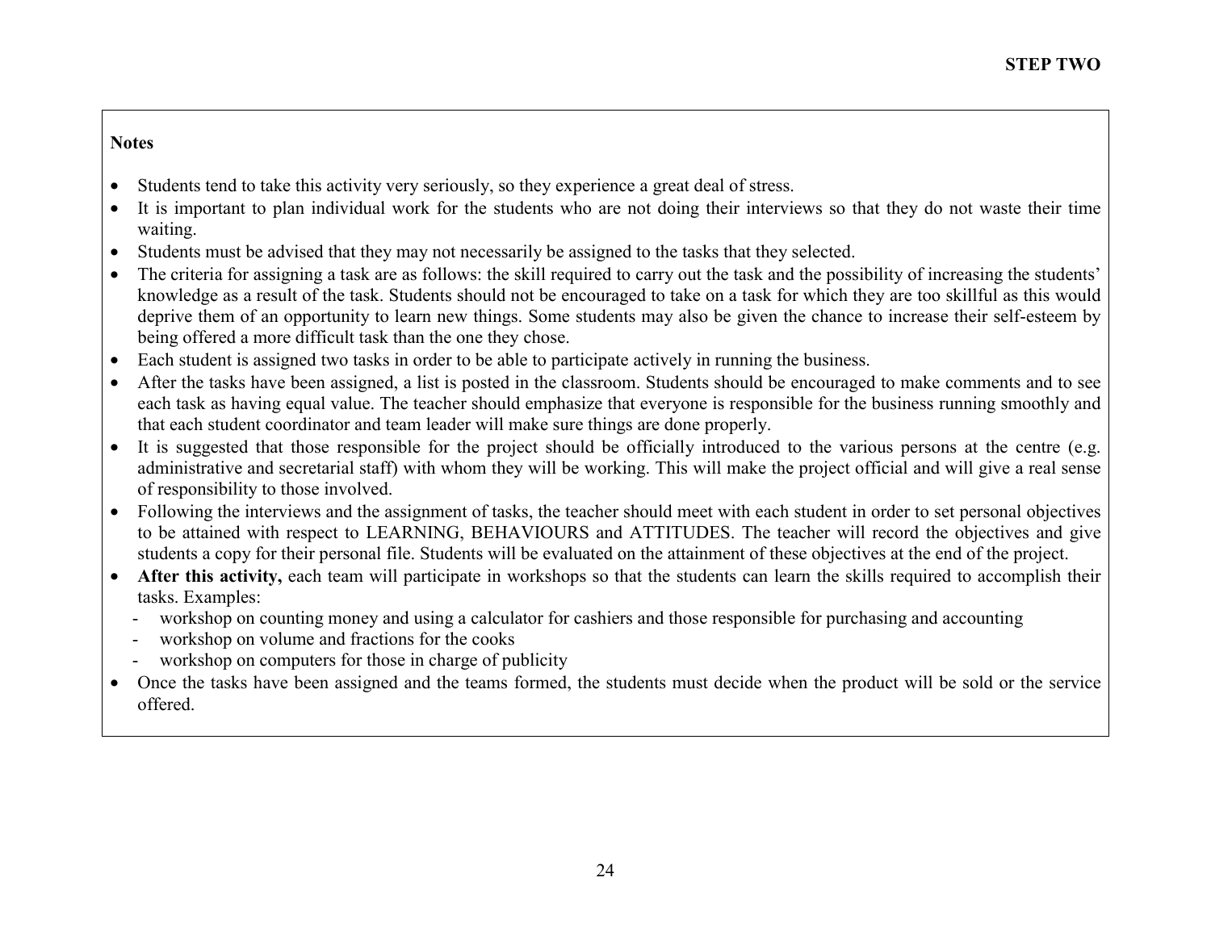**Notes**

- Students tend to take this activity very seriously, so they experience a great deal of stress.
- It is important to plan individual work for the students who are not doing their interviews so that they do not waste their time waiting.
- Students must be advised that they may not necessarily be assigned to the tasks that they selected.
- The criteria for assigning a task are as follows: the skill required to carry out the task and the possibility of increasing the students' knowledge as a result of the task. Students should not be encouraged to take on a task for which they are too skillful as this would deprive them of an opportunity to learn new things. Some students may also be given the chance to increase their self-esteem by being offered a more difficult task than the one they chose.
- Each student is assigned two tasks in order to be able to participate actively in running the business.
- After the tasks have been assigned, a list is posted in the classroom. Students should be encouraged to make comments and to see each task as having equal value. The teacher should emphasize that everyone is responsible for the business running smoothly and that each student coordinator and team leader will make sure things are done properly.
- It is suggested that those responsible for the project should be officially introduced to the various persons at the centre (e.g. administrative and secretarial staff) with whom they will be working. This will make the project official and will give a real sense of responsibility to those involved.
- Following the interviews and the assignment of tasks, the teacher should meet with each student in order to set personal objectives to be attained with respect to LEARNING, BEHAVIOURS and ATTITUDES. The teacher will record the objectives and give students a copy for their personal file. Students will be evaluated on the attainment of these objectives at the end of the project.
- **After this activity,** each team will participate in workshops so that the students can learn the skills required to accomplish their tasks. Examples:
  - workshop on counting money and using a calculator for cashiers and those responsible for purchasing and accounting
  - workshop on volume and fractions for the cooks
  - workshop on computers for those in charge of publicity
- Once the tasks have been assigned and the teams formed, the students must decide when the product will be sold or the service offered.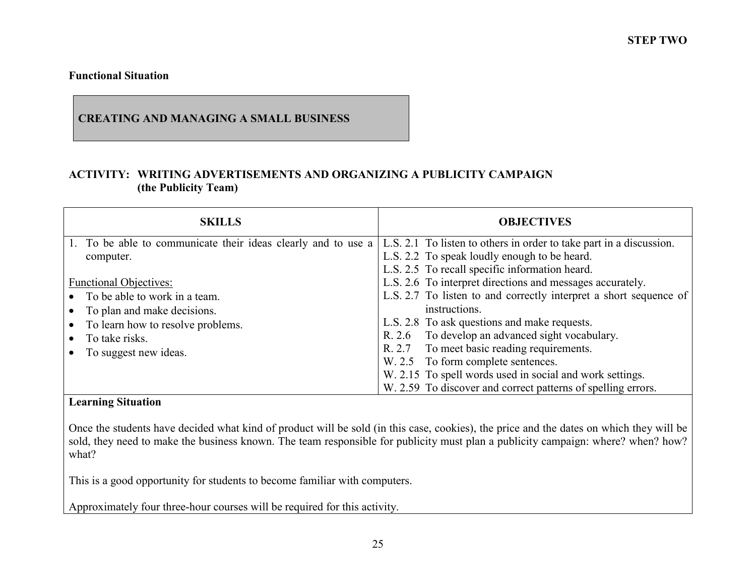**STEP TWO**

**Functional Situation**

**CREATING AND MANAGING A SMALL BUSINESS**

**ACTIVITY: WRITING ADVERTISEMENTS AND ORGANIZING A PUBLICITY CAMPAIGN (the Publicity Team)**

| SKILLS | OBJECTIVES |
| --- | --- |
| 1. To be able to communicate their ideas clearly and to use a computer.<br><br>Functional Objectives:<br>• To be able to work in a team.<br>• To plan and make decisions.<br>• To learn how to resolve problems.<br>• To take risks.<br>• To suggest new ideas. | L.S. 2.1 To listen to others in order to take part in a discussion.<br>L.S. 2.2 To speak loudly enough to be heard.<br>L.S. 2.5 To recall specific information heard.<br>L.S. 2.6 To interpret directions and messages accurately.<br>L.S. 2.7 To listen to and correctly interpret a short sequence of instructions.<br>L.S. 2.8 To ask questions and make requests.<br>R. 2.6 To develop an advanced sight vocabulary.<br>R. 2.7 To meet basic reading requirements.<br>W. 2.5 To form complete sentences.<br>W. 2.15 To spell words used in social and work settings.<br>W. 2.59 To discover and correct patterns of spelling errors. |

**Learning Situation**

Once the students have decided what kind of product will be sold (in this case, cookies), the price and the dates on which they will be sold, they need to make the business known. The team responsible for publicity must plan a publicity campaign: where? when? how? what?

This is a good opportunity for students to become familiar with computers.

Approximately four three-hour courses will be required for this activity.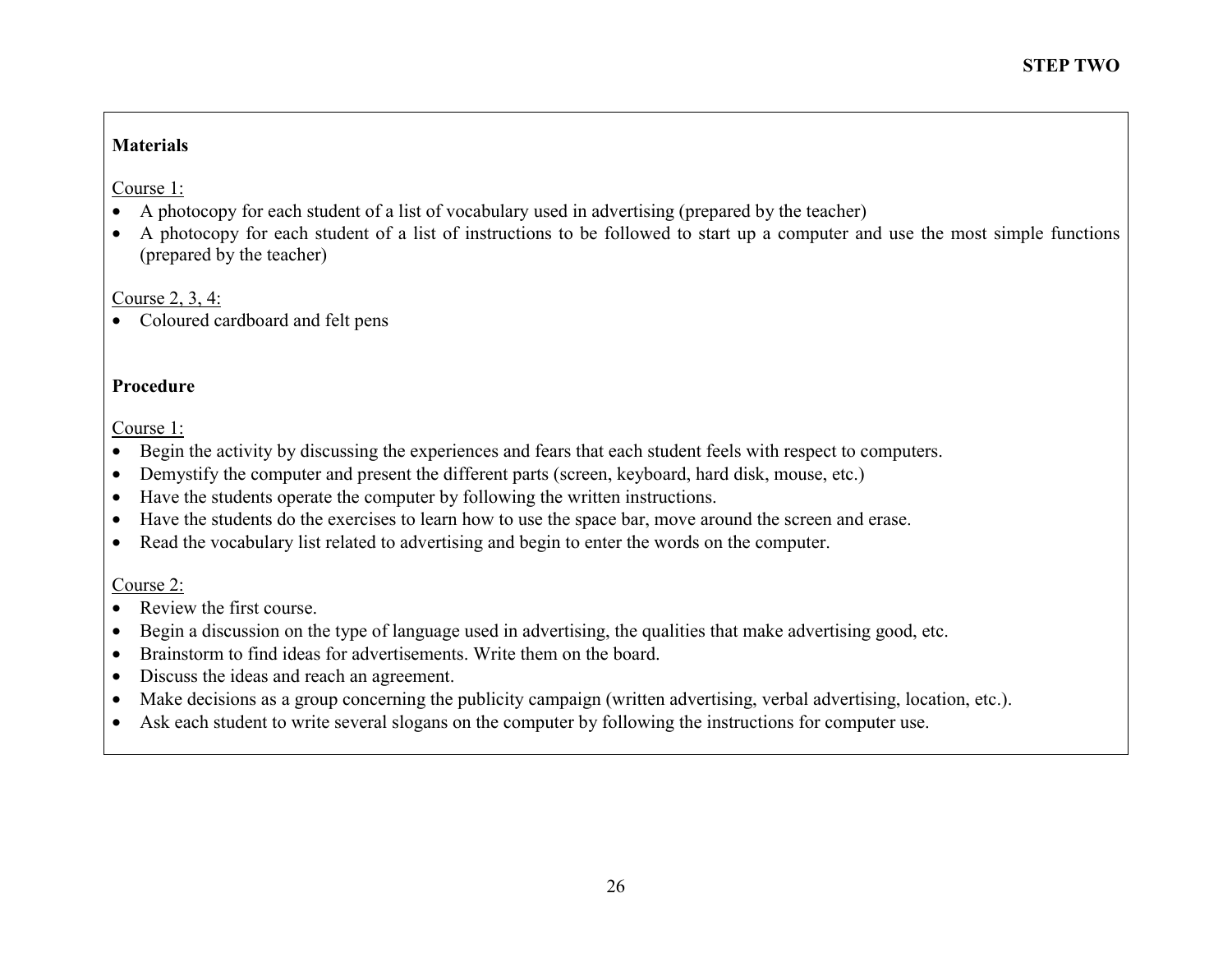**Materials**

Course 1:

- A photocopy for each student of a list of vocabulary used in advertising (prepared by the teacher)
- A photocopy for each student of a list of instructions to be followed to start up a computer and use the most simple functions (prepared by the teacher)

Course 2, 3, 4:

- Coloured cardboard and felt pens

**Procedure**

Course 1:

- Begin the activity by discussing the experiences and fears that each student feels with respect to computers.
- Demystify the computer and present the different parts (screen, keyboard, hard disk, mouse, etc.)
- Have the students operate the computer by following the written instructions.
- Have the students do the exercises to learn how to use the space bar, move around the screen and erase.
- Read the vocabulary list related to advertising and begin to enter the words on the computer.

Course 2:

- Review the first course.
- Begin a discussion on the type of language used in advertising, the qualities that make advertising good, etc.
- Brainstorm to find ideas for advertisements. Write them on the board.
- Discuss the ideas and reach an agreement.
- Make decisions as a group concerning the publicity campaign (written advertising, verbal advertising, location, etc.).
- Ask each student to write several slogans on the computer by following the instructions for computer use.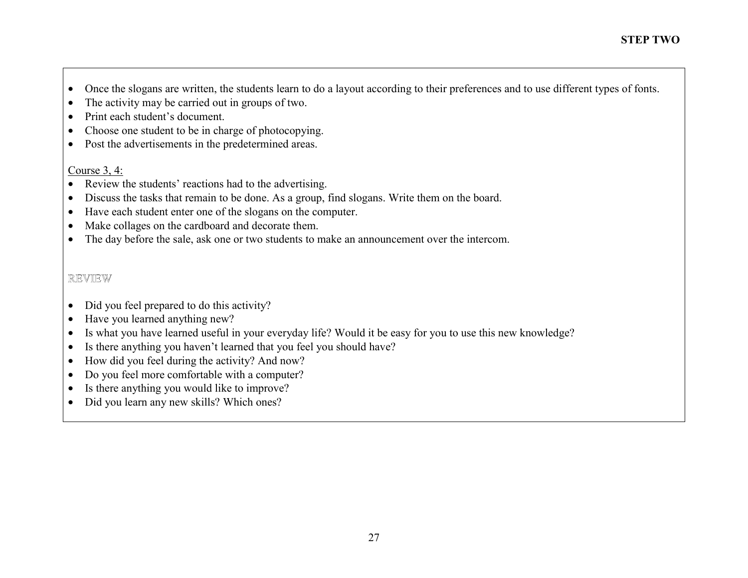- Once the slogans are written, the students learn to do a layout according to their preferences and to use different types of fonts.
- The activity may be carried out in groups of two.
- Print each student's document.
- Choose one student to be in charge of photocopying.
- Post the advertisements in the predetermined areas.

Course 3, 4:

- Review the students' reactions had to the advertising.
- Discuss the tasks that remain to be done. As a group, find slogans. Write them on the board.
- Have each student enter one of the slogans on the computer.
- Make collages on the cardboard and decorate them.
- The day before the sale, ask one or two students to make an announcement over the intercom.

## REVIEW

- Did you feel prepared to do this activity?
- Have you learned anything new?
- Is what you have learned useful in your everyday life? Would it be easy for you to use this new knowledge?
- Is there anything you haven't learned that you feel you should have?
- How did you feel during the activity? And now?
- Do you feel more comfortable with a computer?
- Is there anything you would like to improve?
- Did you learn any new skills? Which ones?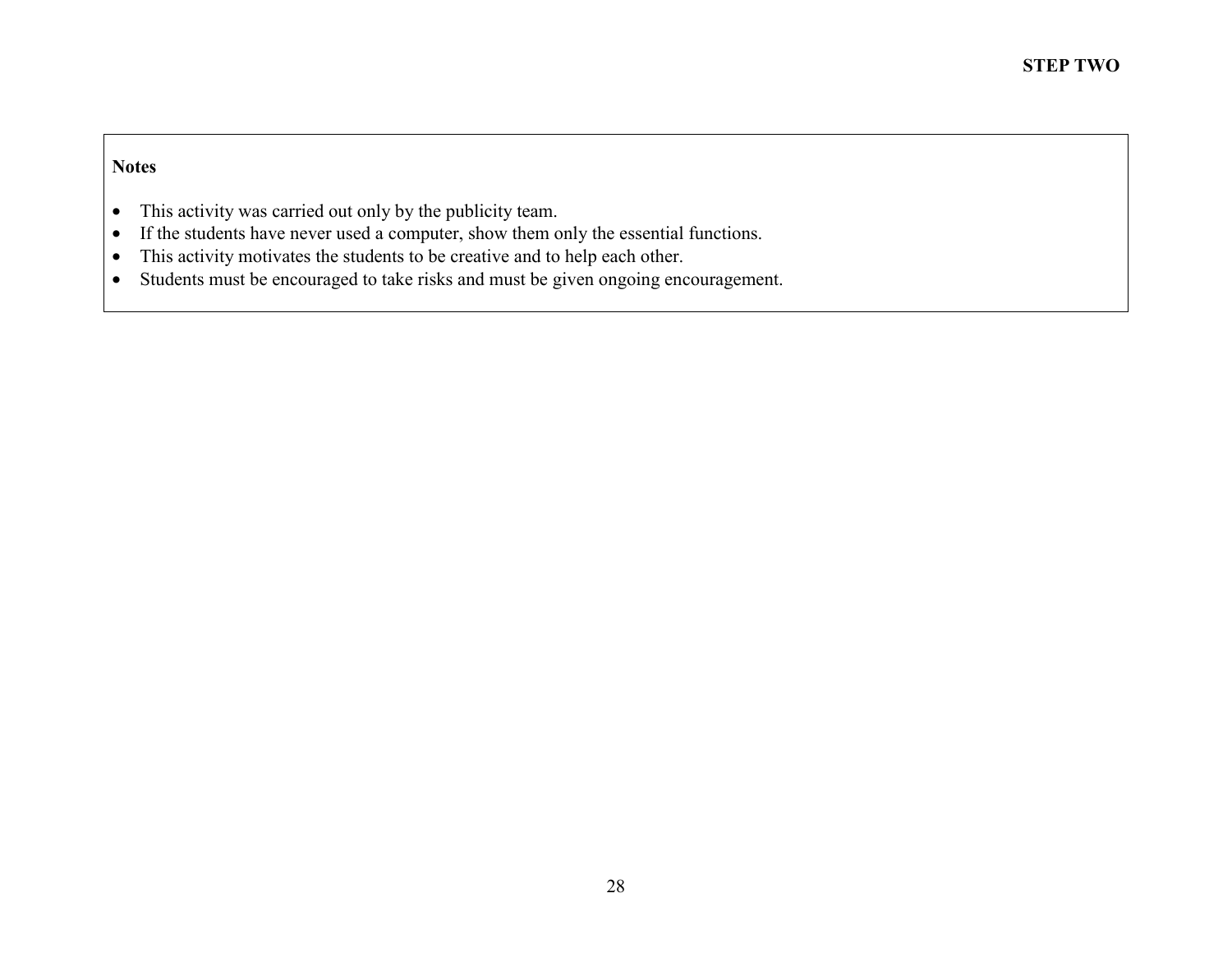**Notes**

- This activity was carried out only by the publicity team.
- If the students have never used a computer, show them only the essential functions.
- This activity motivates the students to be creative and to help each other.
- Students must be encouraged to take risks and must be given ongoing encouragement.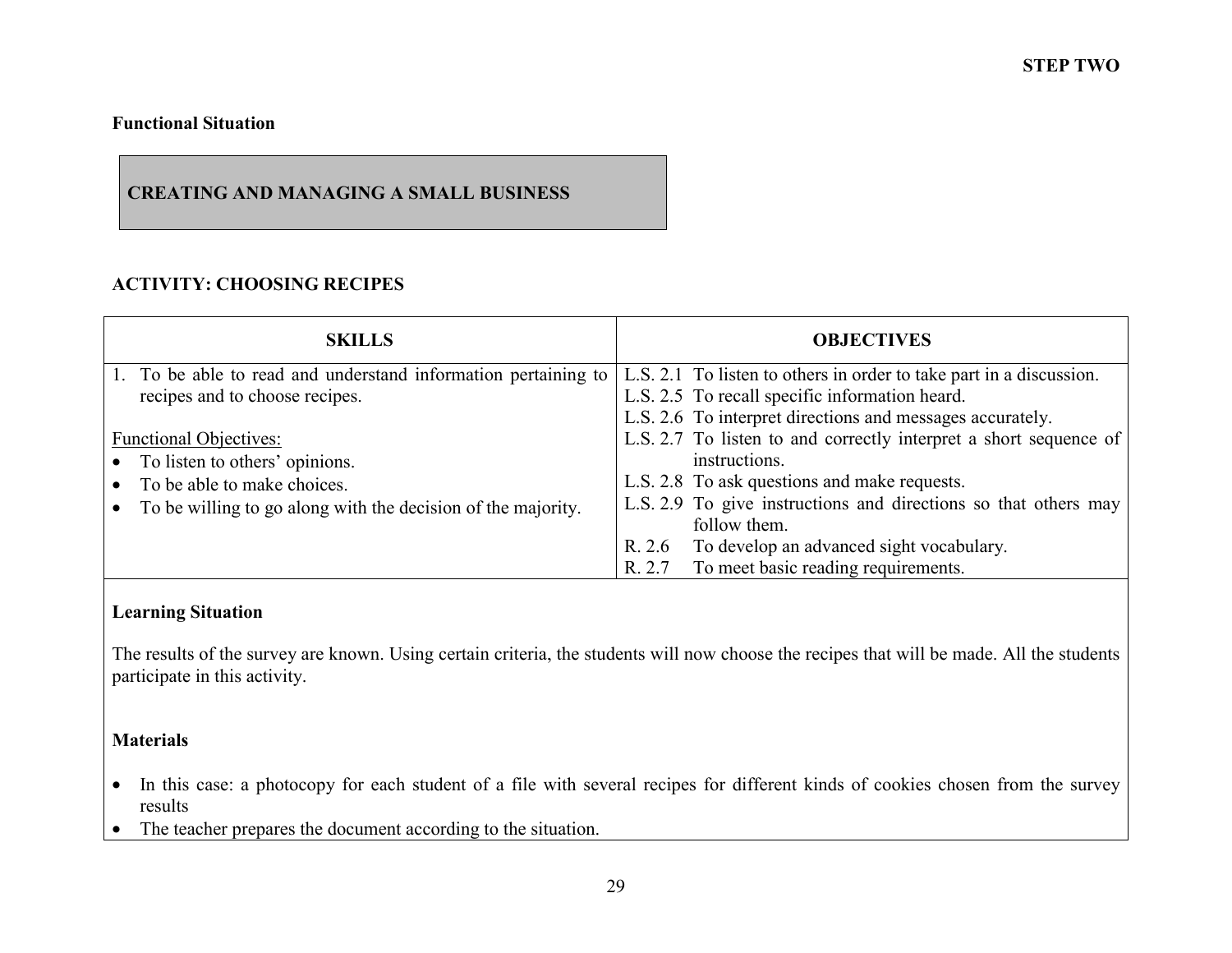**STEP TWO**

**Functional Situation**

**CREATING AND MANAGING A SMALL BUSINESS**

**ACTIVITY: CHOOSING RECIPES**

| SKILLS | OBJECTIVES |
|---|---|
| 1. To be able to read and understand information pertaining to recipes and to choose recipes.<br><br>Functional Objectives:<br>• To listen to others' opinions.<br>• To be able to make choices.<br>• To be willing to go along with the decision of the majority. | L.S. 2.1 To listen to others in order to take part in a discussion.<br>L.S. 2.5 To recall specific information heard.<br>L.S. 2.6 To interpret directions and messages accurately.<br>L.S. 2.7 To listen to and correctly interpret a short sequence of instructions.<br>L.S. 2.8 To ask questions and make requests.<br>L.S. 2.9 To give instructions and directions so that others may follow them.<br>R. 2.6 To develop an advanced sight vocabulary.<br>R. 2.7 To meet basic reading requirements. |

**Learning Situation**

The results of the survey are known. Using certain criteria, the students will now choose the recipes that will be made. All the students participate in this activity.

**Materials**

- In this case: a photocopy for each student of a file with several recipes for different kinds of cookies chosen from the survey results
- The teacher prepares the document according to the situation.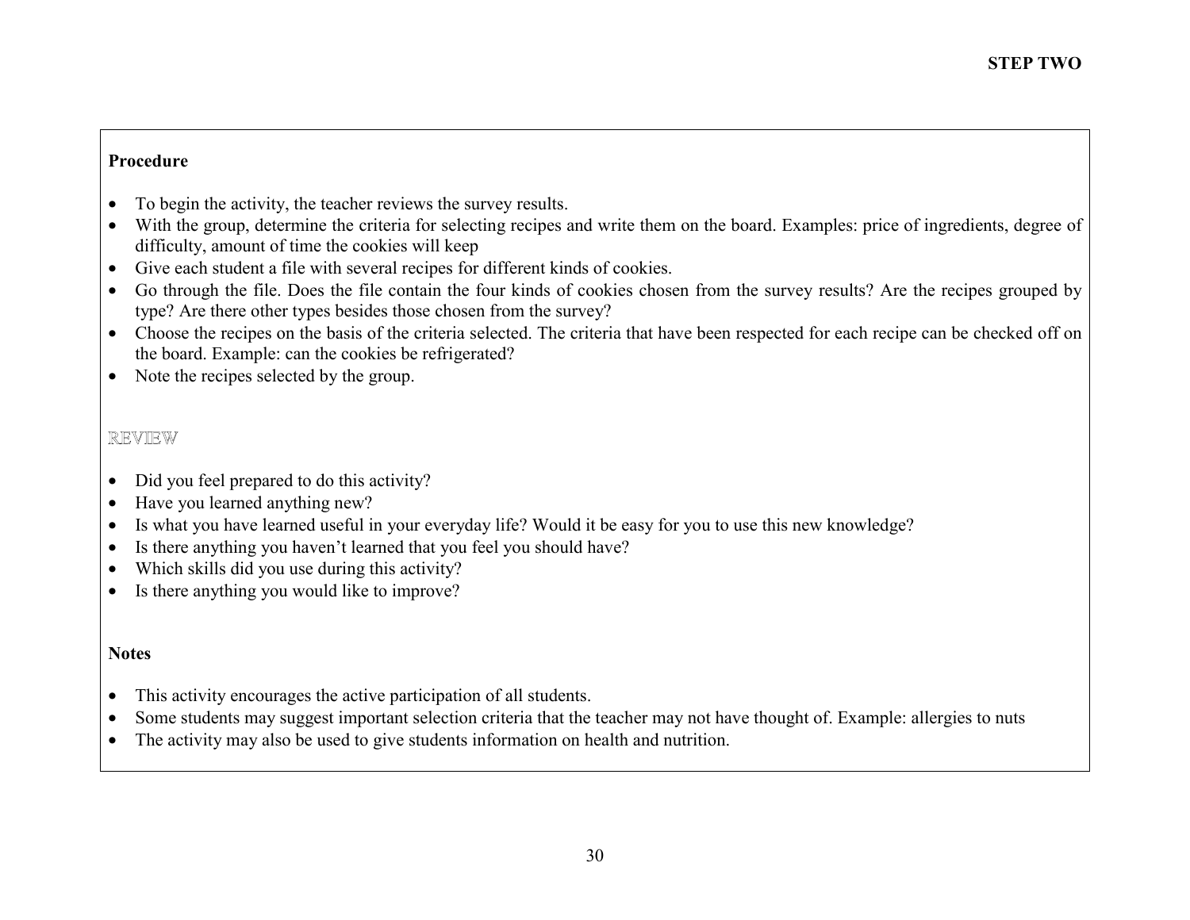**STEP TWO**

**Procedure**

- To begin the activity, the teacher reviews the survey results.
- With the group, determine the criteria for selecting recipes and write them on the board. Examples: price of ingredients, degree of difficulty, amount of time the cookies will keep
- Give each student a file with several recipes for different kinds of cookies.
- Go through the file. Does the file contain the four kinds of cookies chosen from the survey results? Are the recipes grouped by type? Are there other types besides those chosen from the survey?
- Choose the recipes on the basis of the criteria selected. The criteria that have been respected for each recipe can be checked off on the board. Example: can the cookies be refrigerated?
- Note the recipes selected by the group.

REVIEW

- Did you feel prepared to do this activity?
- Have you learned anything new?
- Is what you have learned useful in your everyday life? Would it be easy for you to use this new knowledge?
- Is there anything you haven't learned that you feel you should have?
- Which skills did you use during this activity?
- Is there anything you would like to improve?

**Notes**

- This activity encourages the active participation of all students.
- Some students may suggest important selection criteria that the teacher may not have thought of. Example: allergies to nuts
- The activity may also be used to give students information on health and nutrition.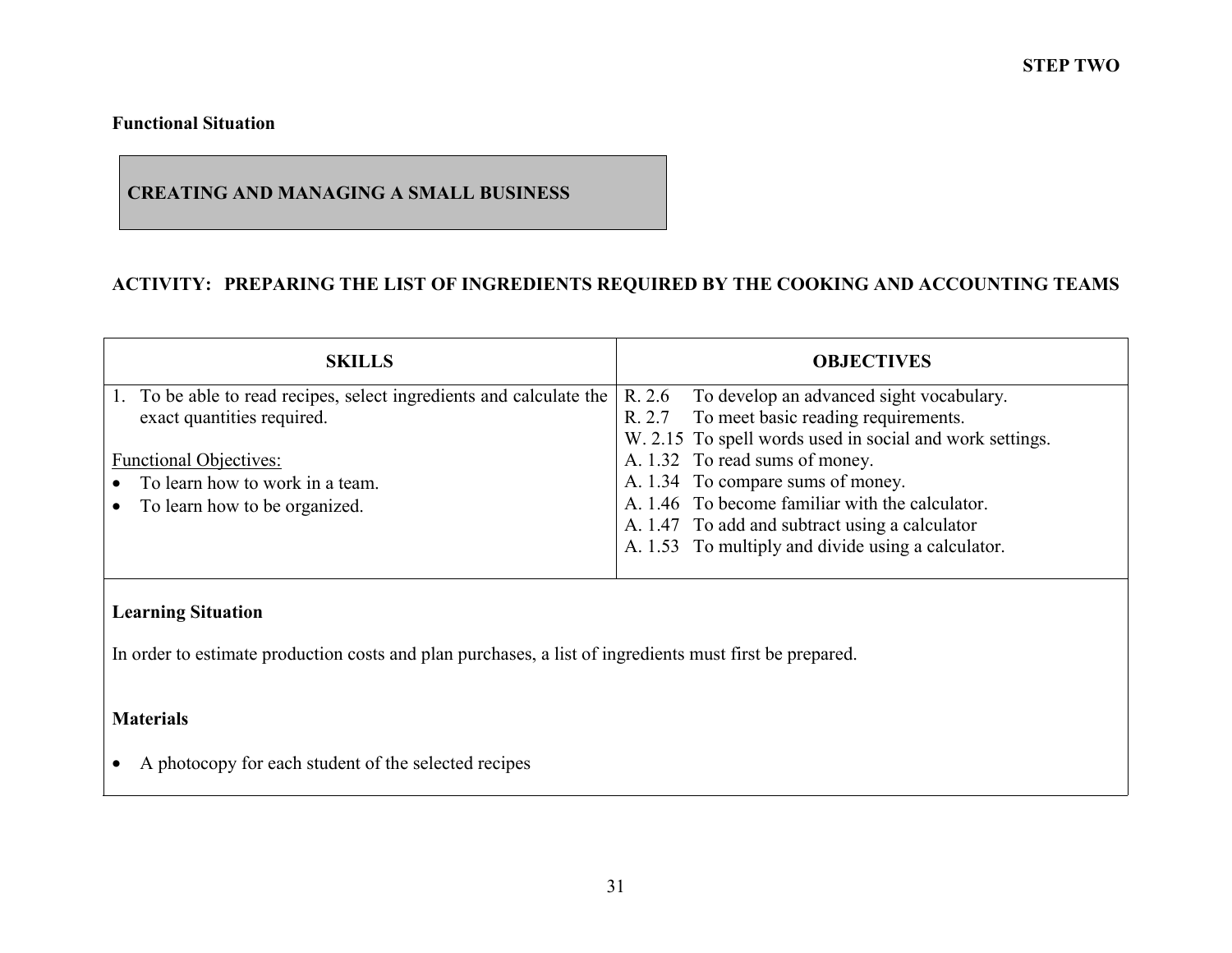**STEP TWO**

**Functional Situation**

**CREATING AND MANAGING A SMALL BUSINESS**

## ACTIVITY: PREPARING THE LIST OF INGREDIENTS REQUIRED BY THE COOKING AND ACCOUNTING TEAMS

| SKILLS | OBJECTIVES |
|---|---|
| 1. To be able to read recipes, select ingredients and calculate the exact quantities required.<br><br><u>Functional Objectives:</u><br>• To learn how to work in a team.<br>• To learn how to be organized. | R. 2.6 To develop an advanced sight vocabulary.<br>R. 2.7 To meet basic reading requirements.<br>W. 2.15 To spell words used in social and work settings.<br>A. 1.32 To read sums of money.<br>A. 1.34 To compare sums of money.<br>A. 1.46 To become familiar with the calculator.<br>A. 1.47 To add and subtract using a calculator<br>A. 1.53 To multiply and divide using a calculator. |

**Learning Situation**

In order to estimate production costs and plan purchases, a list of ingredients must first be prepared.

**Materials**

- A photocopy for each student of the selected recipes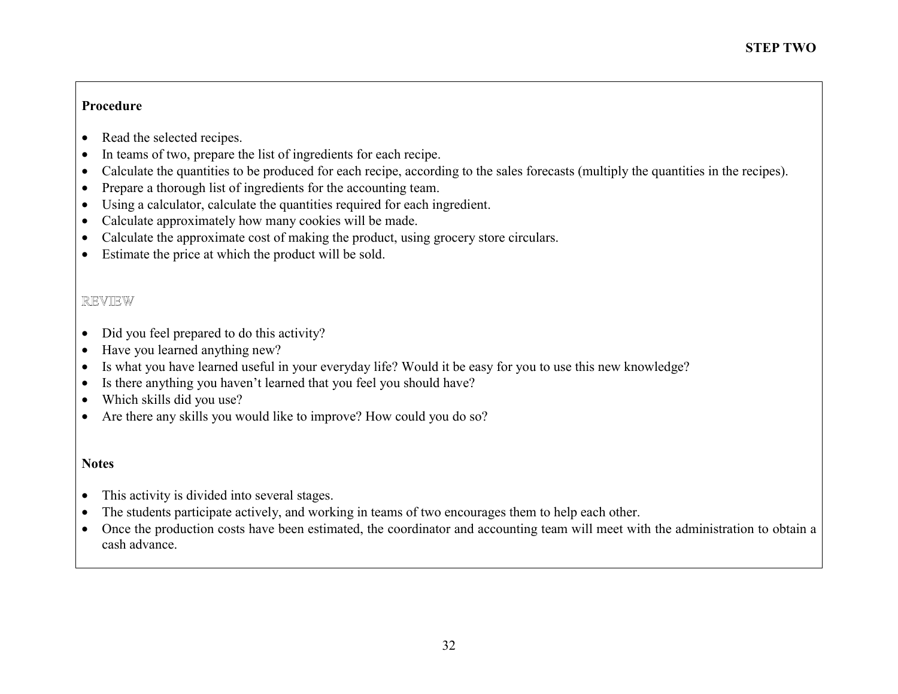**STEP TWO**

**Procedure**

- Read the selected recipes.
- In teams of two, prepare the list of ingredients for each recipe.
- Calculate the quantities to be produced for each recipe, according to the sales forecasts (multiply the quantities in the recipes).
- Prepare a thorough list of ingredients for the accounting team.
- Using a calculator, calculate the quantities required for each ingredient.
- Calculate approximately how many cookies will be made.
- Calculate the approximate cost of making the product, using grocery store circulars.
- Estimate the price at which the product will be sold.

REVIEW

- Did you feel prepared to do this activity?
- Have you learned anything new?
- Is what you have learned useful in your everyday life? Would it be easy for you to use this new knowledge?
- Is there anything you haven't learned that you feel you should have?
- Which skills did you use?
- Are there any skills you would like to improve? How could you do so?

**Notes**

- This activity is divided into several stages.
- The students participate actively, and working in teams of two encourages them to help each other.
- Once the production costs have been estimated, the coordinator and accounting team will meet with the administration to obtain a cash advance.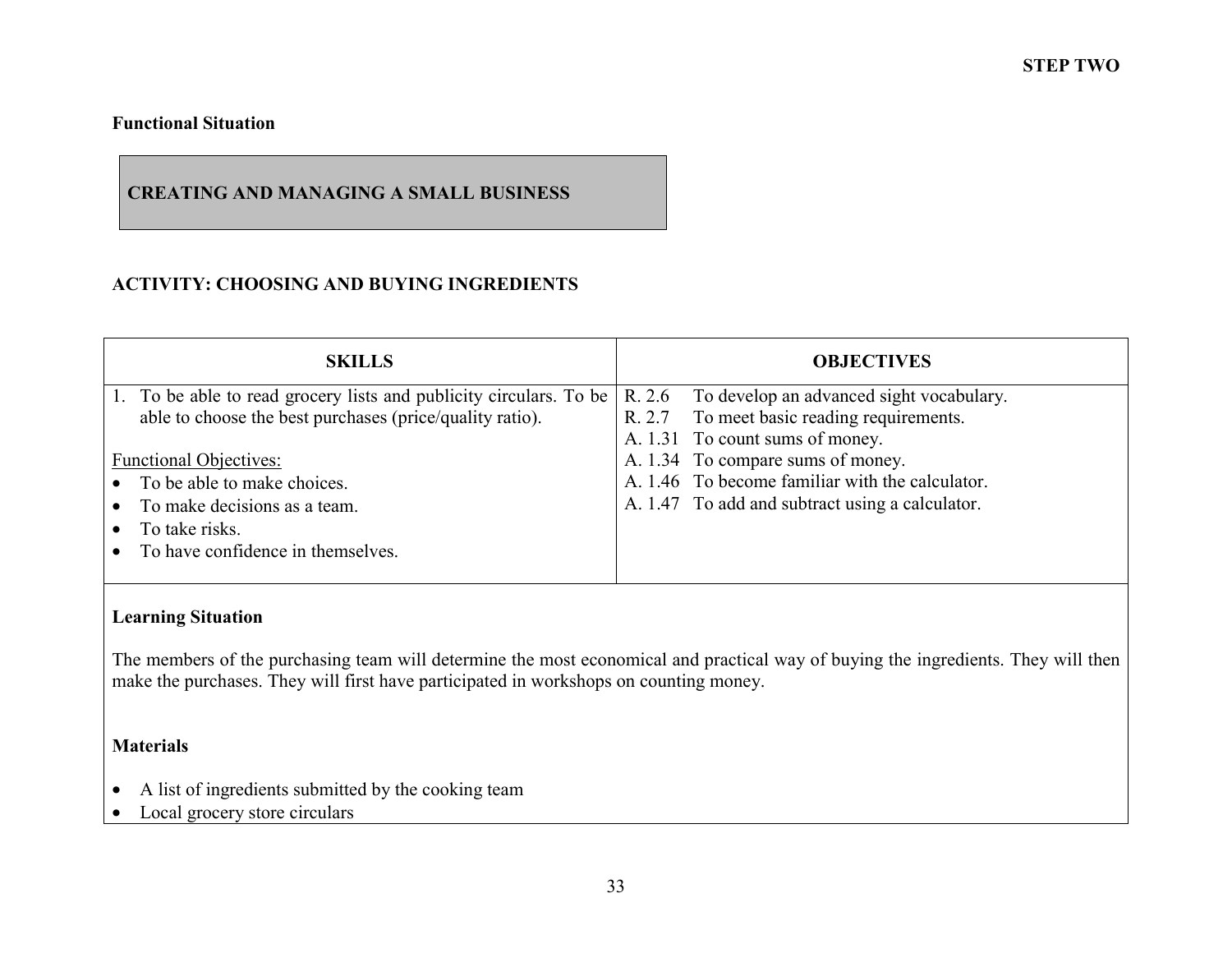**STEP TWO**

**Functional Situation**

## CREATING AND MANAGING A SMALL BUSINESS

### ACTIVITY: CHOOSING AND BUYING INGREDIENTS

| SKILLS | OBJECTIVES |
|---|---|
| 1. To be able to read grocery lists and publicity circulars. To be able to choose the best purchases (price/quality ratio).<br><br><u>Functional Objectives:</u><br>• To be able to make choices.<br>• To make decisions as a team.<br>• To take risks.<br>• To have confidence in themselves. | R. 2.6 To develop an advanced sight vocabulary.<br>R. 2.7 To meet basic reading requirements.<br>A. 1.31 To count sums of money.<br>A. 1.34 To compare sums of money.<br>A. 1.46 To become familiar with the calculator.<br>A. 1.47 To add and subtract using a calculator. |

**Learning Situation**

The members of the purchasing team will determine the most economical and practical way of buying the ingredients. They will then make the purchases. They will first have participated in workshops on counting money.

**Materials**

- A list of ingredients submitted by the cooking team
- Local grocery store circulars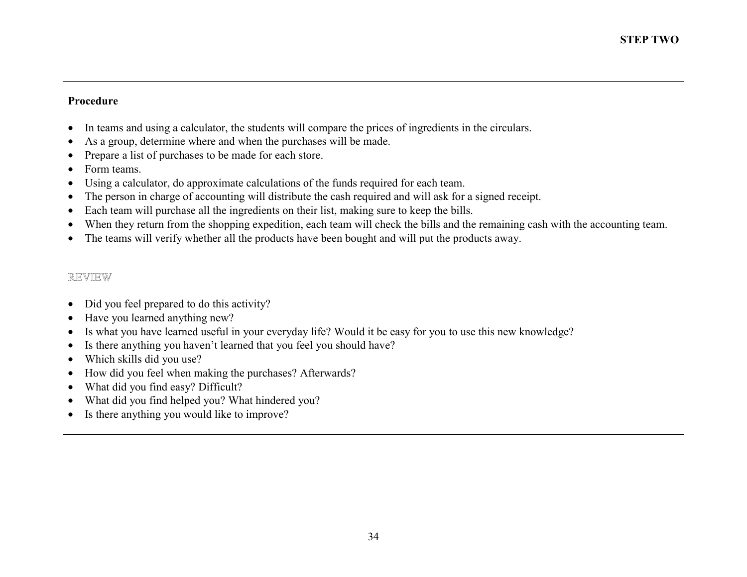**STEP TWO**

**Procedure**

- In teams and using a calculator, the students will compare the prices of ingredients in the circulars.
- As a group, determine where and when the purchases will be made.
- Prepare a list of purchases to be made for each store.
- Form teams.
- Using a calculator, do approximate calculations of the funds required for each team.
- The person in charge of accounting will distribute the cash required and will ask for a signed receipt.
- Each team will purchase all the ingredients on their list, making sure to keep the bills.
- When they return from the shopping expedition, each team will check the bills and the remaining cash with the accounting team.
- The teams will verify whether all the products have been bought and will put the products away.

REVIEW

- Did you feel prepared to do this activity?
- Have you learned anything new?
- Is what you have learned useful in your everyday life? Would it be easy for you to use this new knowledge?
- Is there anything you haven't learned that you feel you should have?
- Which skills did you use?
- How did you feel when making the purchases? Afterwards?
- What did you find easy? Difficult?
- What did you find helped you? What hindered you?
- Is there anything you would like to improve?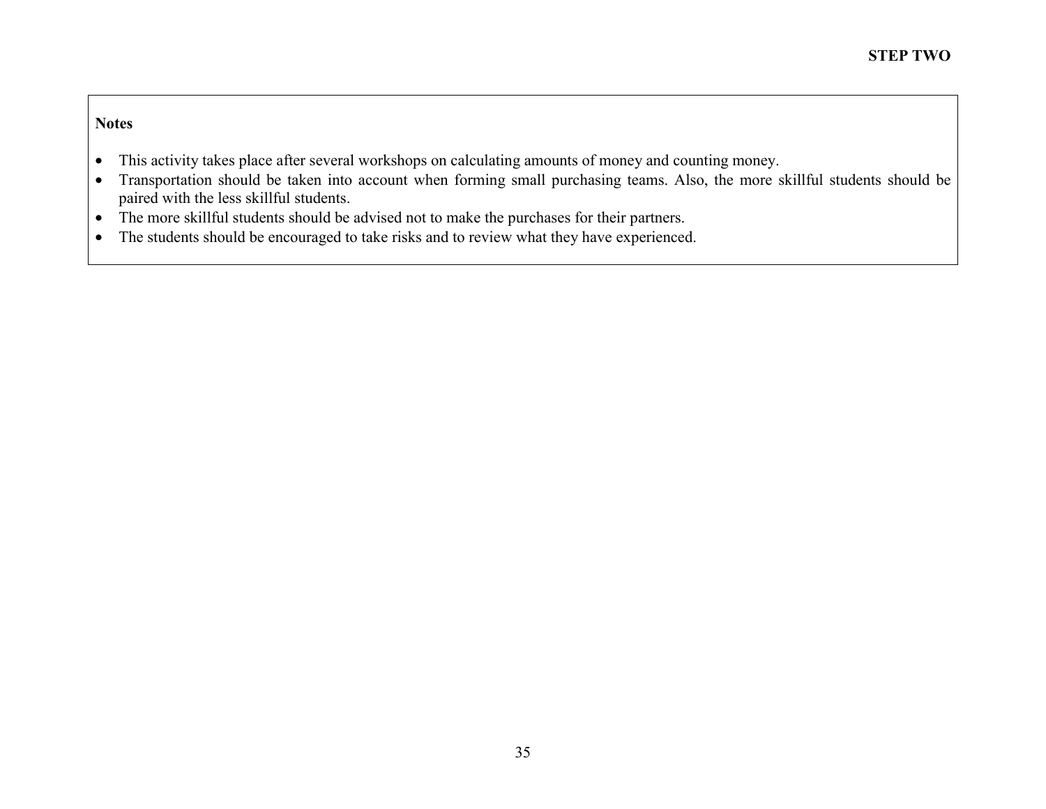**Notes**

- This activity takes place after several workshops on calculating amounts of money and counting money.
- Transportation should be taken into account when forming small purchasing teams. Also, the more skillful students should be paired with the less skillful students.
- The more skillful students should be advised not to make the purchases for their partners.
- The students should be encouraged to take risks and to review what they have experienced.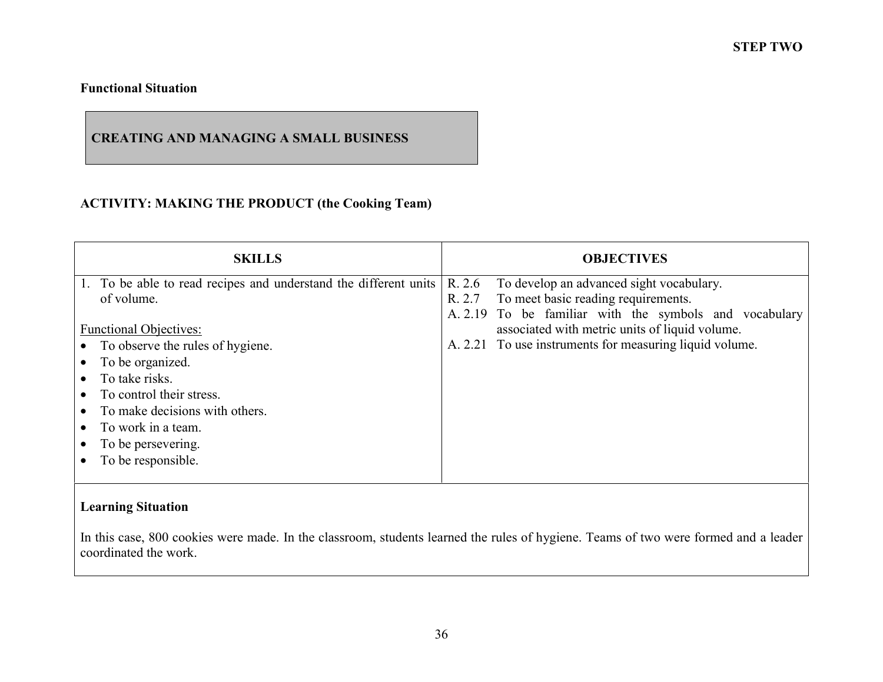**STEP TWO**

**Functional Situation**

**CREATING AND MANAGING A SMALL BUSINESS**

**ACTIVITY: MAKING THE PRODUCT (the Cooking Team)**

| SKILLS | OBJECTIVES |
|---|---|
| 1. To be able to read recipes and understand the different units of volume.<br><br>Functional Objectives:<br>• To observe the rules of hygiene.<br>• To be organized.<br>• To take risks.<br>• To control their stress.<br>• To make decisions with others.<br>• To work in a team.<br>• To be persevering.<br>• To be responsible. | R. 2.6 To develop an advanced sight vocabulary.<br>R. 2.7 To meet basic reading requirements.<br>A. 2.19 To be familiar with the symbols and vocabulary associated with metric units of liquid volume.<br>A. 2.21 To use instruments for measuring liquid volume. |

**Learning Situation**

In this case, 800 cookies were made. In the classroom, students learned the rules of hygiene. Teams of two were formed and a leader coordinated the work.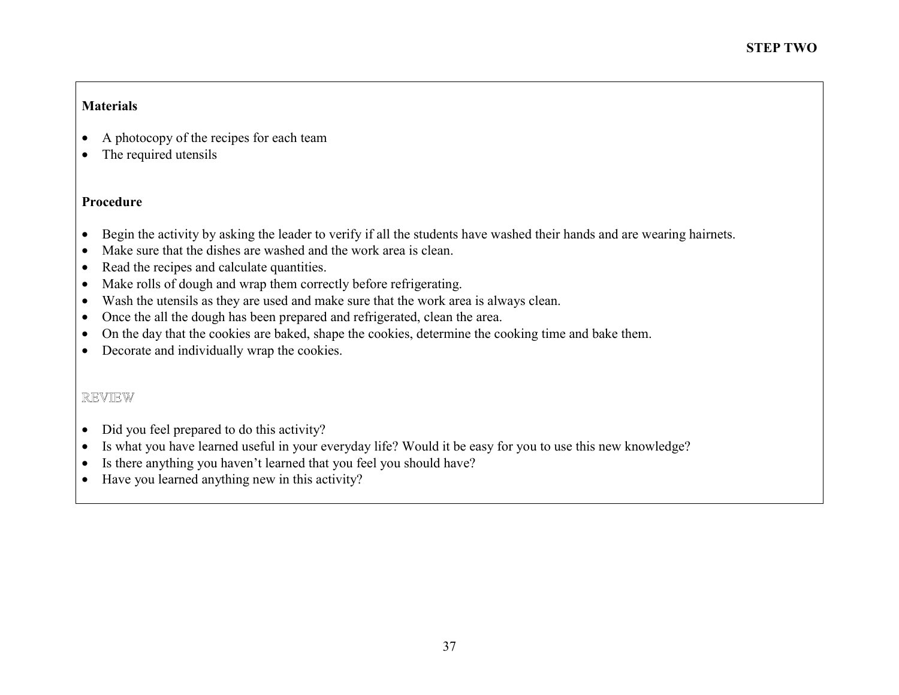**Materials**

- A photocopy of the recipes for each team
- The required utensils

**Procedure**

- Begin the activity by asking the leader to verify if all the students have washed their hands and are wearing hairnets.
- Make sure that the dishes are washed and the work area is clean.
- Read the recipes and calculate quantities.
- Make rolls of dough and wrap them correctly before refrigerating.
- Wash the utensils as they are used and make sure that the work area is always clean.
- Once the all the dough has been prepared and refrigerated, clean the area.
- On the day that the cookies are baked, shape the cookies, determine the cooking time and bake them.
- Decorate and individually wrap the cookies.

REVIEW

- Did you feel prepared to do this activity?
- Is what you have learned useful in your everyday life? Would it be easy for you to use this new knowledge?
- Is there anything you haven't learned that you feel you should have?
- Have you learned anything new in this activity?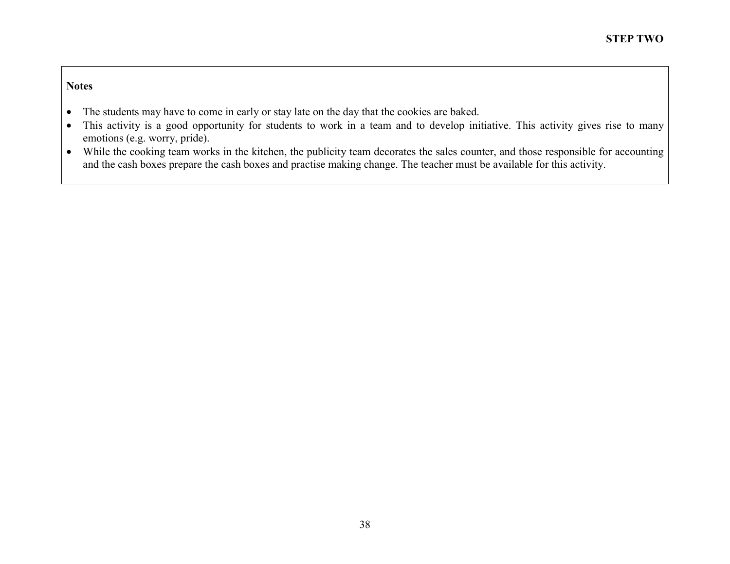**Notes**

- The students may have to come in early or stay late on the day that the cookies are baked.
- This activity is a good opportunity for students to work in a team and to develop initiative. This activity gives rise to many emotions (e.g. worry, pride).
- While the cooking team works in the kitchen, the publicity team decorates the sales counter, and those responsible for accounting and the cash boxes prepare the cash boxes and practise making change. The teacher must be available for this activity.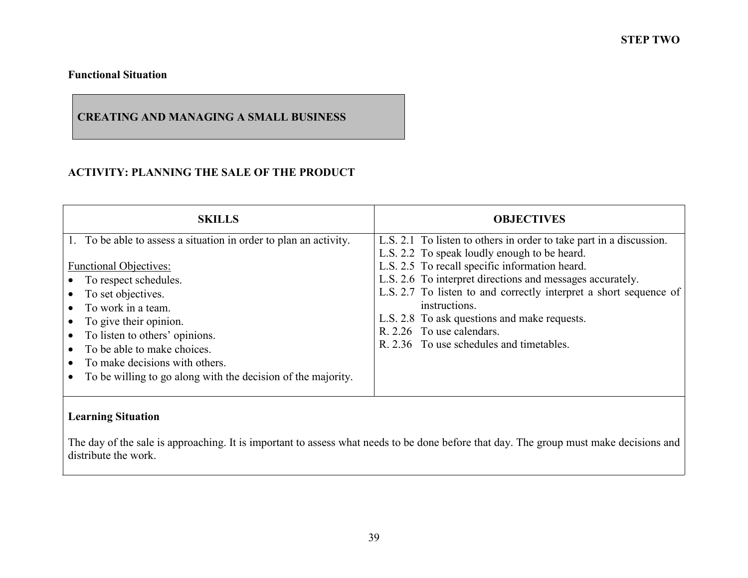**STEP TWO**

**Functional Situation**

**CREATING AND MANAGING A SMALL BUSINESS**

## ACTIVITY: PLANNING THE SALE OF THE PRODUCT

| SKILLS | OBJECTIVES |
|---|---|
| 1. To be able to assess a situation in order to plan an activity.<br><br>Functional Objectives:<br>• To respect schedules.<br>• To set objectives.<br>• To work in a team.<br>• To give their opinion.<br>• To listen to others' opinions.<br>• To be able to make choices.<br>• To make decisions with others.<br>• To be willing to go along with the decision of the majority. | L.S. 2.1 To listen to others in order to take part in a discussion.<br>L.S. 2.2 To speak loudly enough to be heard.<br>L.S. 2.5 To recall specific information heard.<br>L.S. 2.6 To interpret directions and messages accurately.<br>L.S. 2.7 To listen to and correctly interpret a short sequence of instructions.<br>L.S. 2.8 To ask questions and make requests.<br>R. 2.26 To use calendars.<br>R. 2.36 To use schedules and timetables. |

**Learning Situation**

The day of the sale is approaching. It is important to assess what needs to be done before that day. The group must make decisions and distribute the work.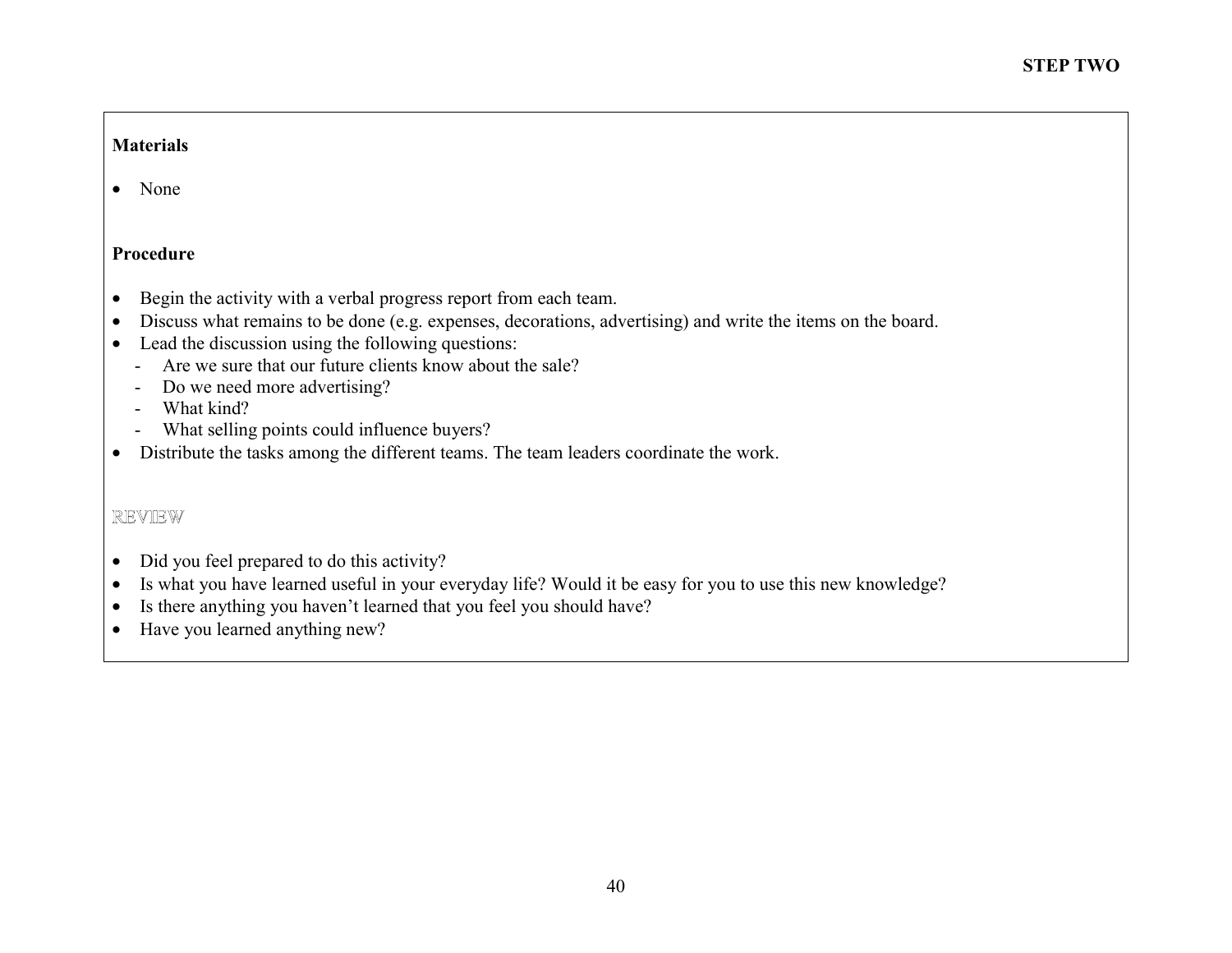**Materials**

- None

**Procedure**

- Begin the activity with a verbal progress report from each team.
- Discuss what remains to be done (e.g. expenses, decorations, advertising) and write the items on the board.
- Lead the discussion using the following questions:
  - Are we sure that our future clients know about the sale?
  - Do we need more advertising?
  - What kind?
  - What selling points could influence buyers?
- Distribute the tasks among the different teams. The team leaders coordinate the work.

REVIEW

- Did you feel prepared to do this activity?
- Is what you have learned useful in your everyday life? Would it be easy for you to use this new knowledge?
- Is there anything you haven't learned that you feel you should have?
- Have you learned anything new?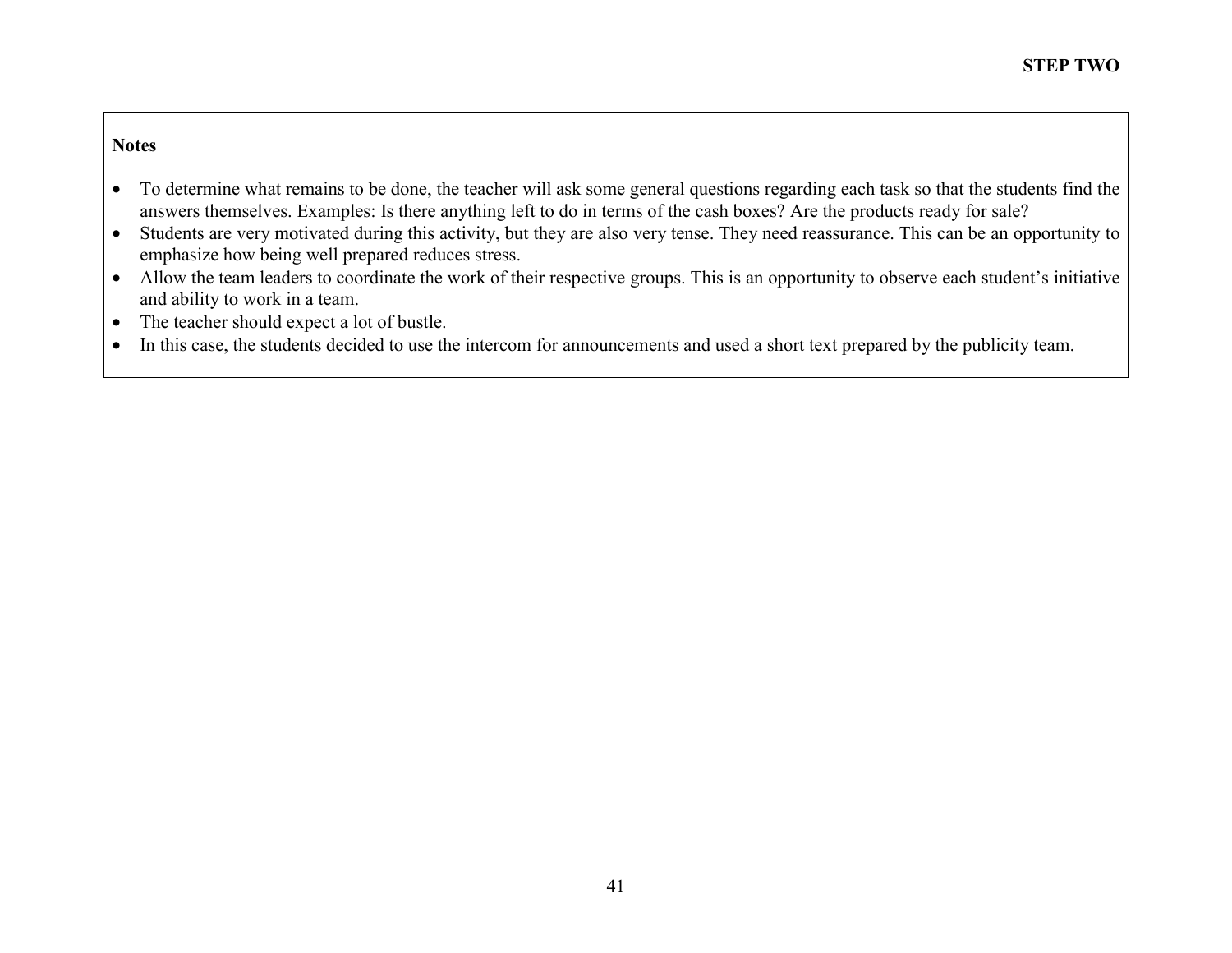**Notes**

- To determine what remains to be done, the teacher will ask some general questions regarding each task so that the students find the answers themselves. Examples: Is there anything left to do in terms of the cash boxes? Are the products ready for sale?
- Students are very motivated during this activity, but they are also very tense. They need reassurance. This can be an opportunity to emphasize how being well prepared reduces stress.
- Allow the team leaders to coordinate the work of their respective groups. This is an opportunity to observe each student's initiative and ability to work in a team.
- The teacher should expect a lot of bustle.
- In this case, the students decided to use the intercom for announcements and used a short text prepared by the publicity team.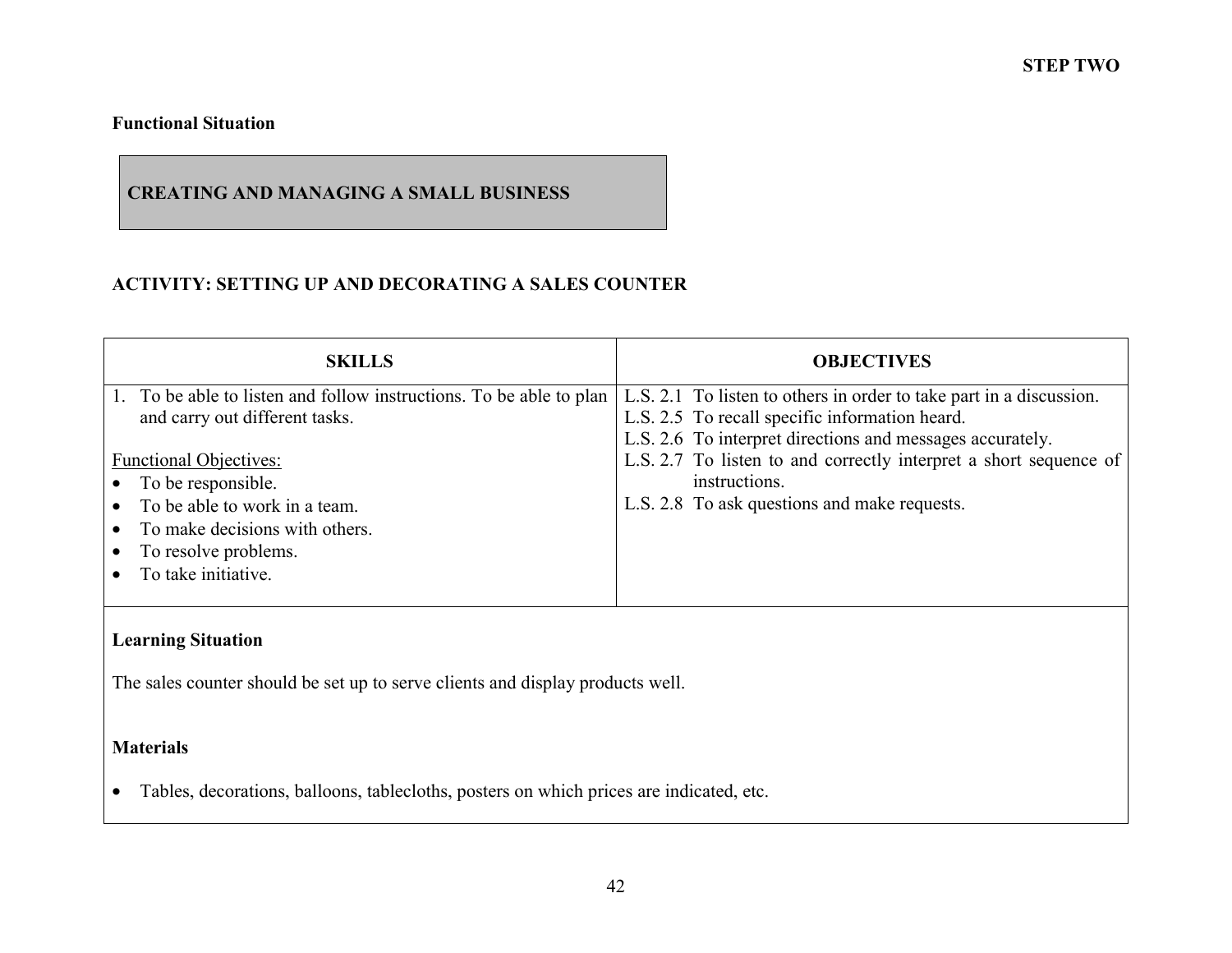**STEP TWO**

**Functional Situation**

**CREATING AND MANAGING A SMALL BUSINESS**

## ACTIVITY: SETTING UP AND DECORATING A SALES COUNTER

| SKILLS | OBJECTIVES |
|---|---|
| 1. To be able to listen and follow instructions. To be able to plan and carry out different tasks.<br><br>Functional Objectives:<br>• To be responsible.<br>• To be able to work in a team.<br>• To make decisions with others.<br>• To resolve problems.<br>• To take initiative. | L.S. 2.1 To listen to others in order to take part in a discussion.<br>L.S. 2.5 To recall specific information heard.<br>L.S. 2.6 To interpret directions and messages accurately.<br>L.S. 2.7 To listen to and correctly interpret a short sequence of instructions.<br>L.S. 2.8 To ask questions and make requests. |

**Learning Situation**

The sales counter should be set up to serve clients and display products well.

**Materials**

- Tables, decorations, balloons, tablecloths, posters on which prices are indicated, etc.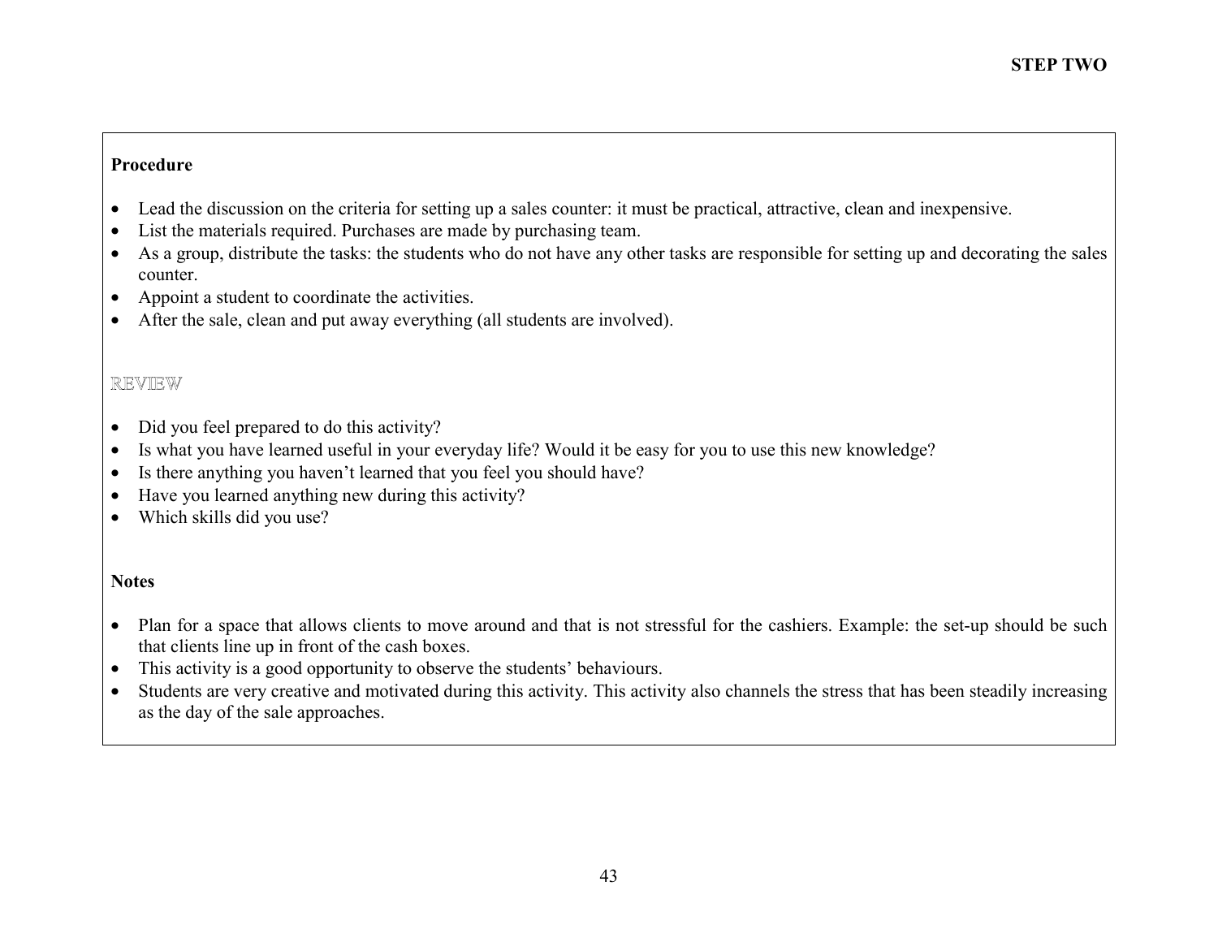**Procedure**

- Lead the discussion on the criteria for setting up a sales counter: it must be practical, attractive, clean and inexpensive.
- List the materials required. Purchases are made by purchasing team.
- As a group, distribute the tasks: the students who do not have any other tasks are responsible for setting up and decorating the sales counter.
- Appoint a student to coordinate the activities.
- After the sale, clean and put away everything (all students are involved).

REVIEW

- Did you feel prepared to do this activity?
- Is what you have learned useful in your everyday life? Would it be easy for you to use this new knowledge?
- Is there anything you haven't learned that you feel you should have?
- Have you learned anything new during this activity?
- Which skills did you use?

**Notes**

- Plan for a space that allows clients to move around and that is not stressful for the cashiers. Example: the set-up should be such that clients line up in front of the cash boxes.
- This activity is a good opportunity to observe the students' behaviours.
- Students are very creative and motivated during this activity. This activity also channels the stress that has been steadily increasing as the day of the sale approaches.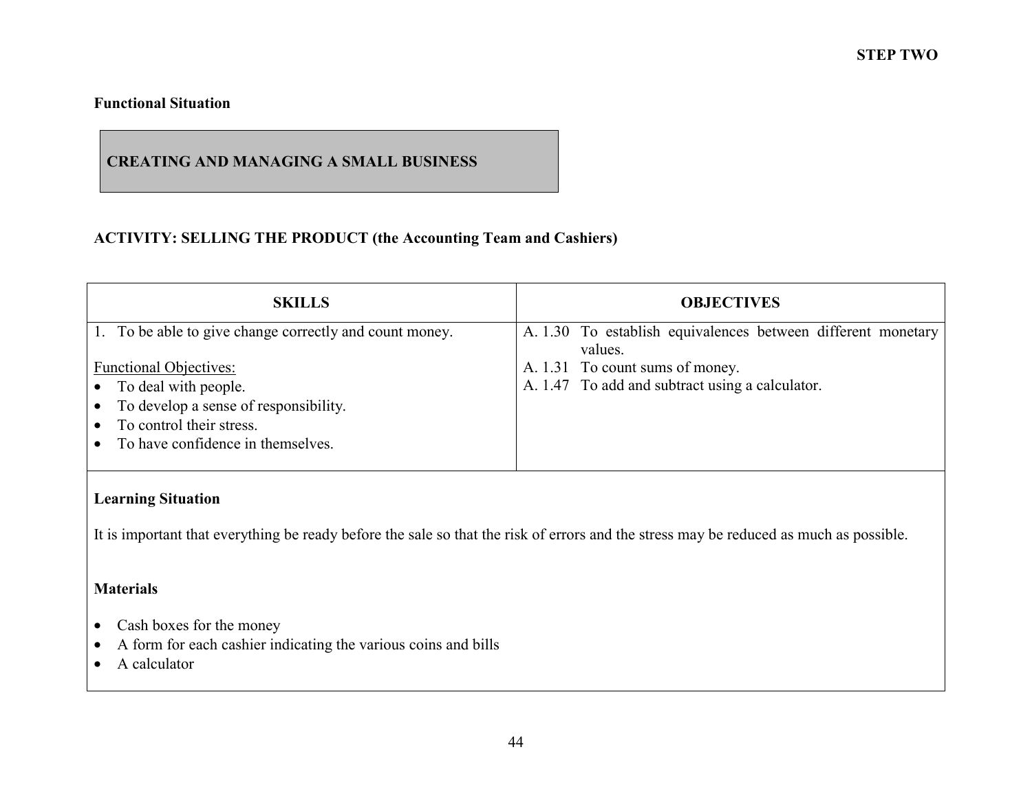STEP TWO

**Functional Situation**

**CREATING AND MANAGING A SMALL BUSINESS**

**ACTIVITY: SELLING THE PRODUCT (the Accounting Team and Cashiers)**

| SKILLS | OBJECTIVES |
|---|---|
| 1. To be able to give change correctly and count money.<br><br><u>Functional Objectives:</u><br>• To deal with people.<br>• To develop a sense of responsibility.<br>• To control their stress.<br>• To have confidence in themselves. | A. 1.30 To establish equivalences between different monetary values.<br>A. 1.31 To count sums of money.<br>A. 1.47 To add and subtract using a calculator. |

**Learning Situation**

It is important that everything be ready before the sale so that the risk of errors and the stress may be reduced as much as possible.

**Materials**

- Cash boxes for the money
- A form for each cashier indicating the various coins and bills
- A calculator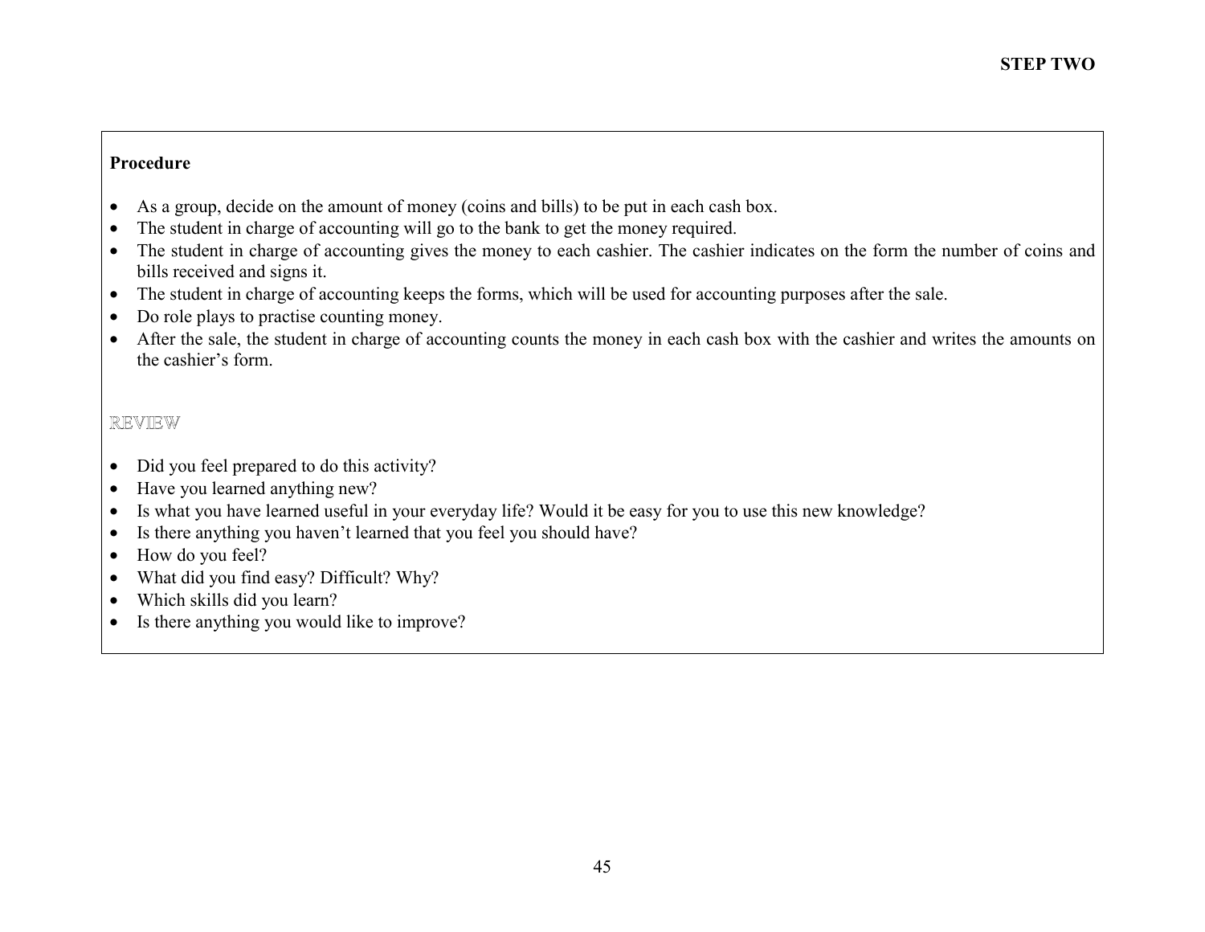**Procedure**

- As a group, decide on the amount of money (coins and bills) to be put in each cash box.
- The student in charge of accounting will go to the bank to get the money required.
- The student in charge of accounting gives the money to each cashier. The cashier indicates on the form the number of coins and bills received and signs it.
- The student in charge of accounting keeps the forms, which will be used for accounting purposes after the sale.
- Do role plays to practise counting money.
- After the sale, the student in charge of accounting counts the money in each cash box with the cashier and writes the amounts on the cashier's form.

REVIEW

- Did you feel prepared to do this activity?
- Have you learned anything new?
- Is what you have learned useful in your everyday life? Would it be easy for you to use this new knowledge?
- Is there anything you haven't learned that you feel you should have?
- How do you feel?
- What did you find easy? Difficult? Why?
- Which skills did you learn?
- Is there anything you would like to improve?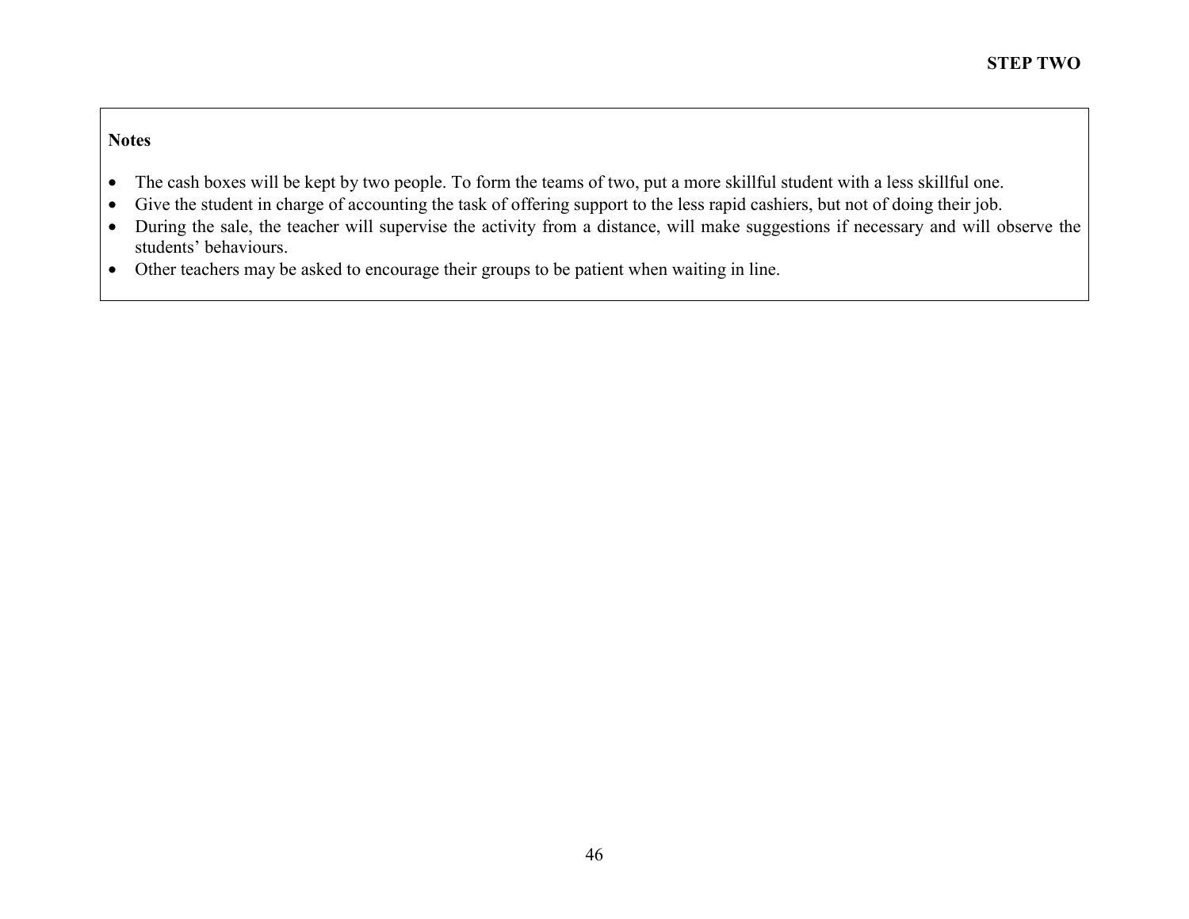**Notes**

- The cash boxes will be kept by two people. To form the teams of two, put a more skillful student with a less skillful one.
- Give the student in charge of accounting the task of offering support to the less rapid cashiers, but not of doing their job.
- During the sale, the teacher will supervise the activity from a distance, will make suggestions if necessary and will observe the students' behaviours.
- Other teachers may be asked to encourage their groups to be patient when waiting in line.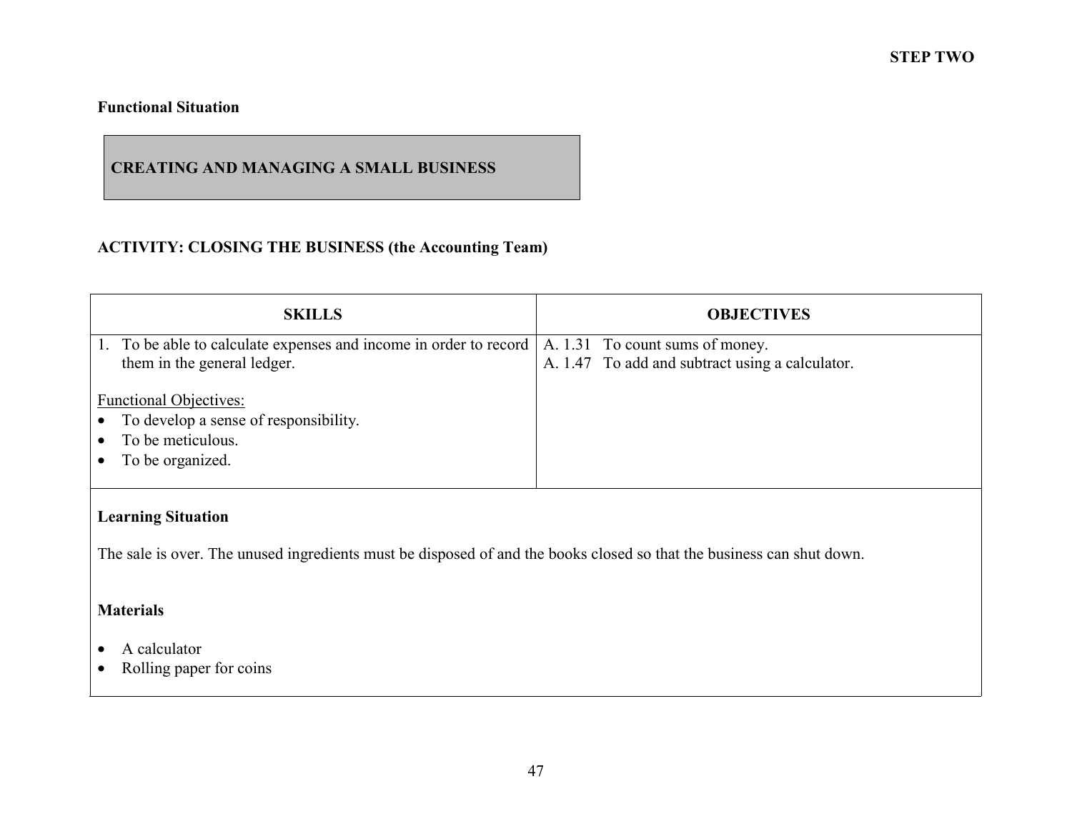**STEP TWO**

**Functional Situation**

**CREATING AND MANAGING A SMALL BUSINESS**

**ACTIVITY: CLOSING THE BUSINESS (the Accounting Team)**

| SKILLS | OBJECTIVES |
|---|---|
| 1. To be able to calculate expenses and income in order to record them in the general ledger.<br><br><u>Functional Objectives:</u><br>• To develop a sense of responsibility.<br>• To be meticulous.<br>• To be organized. | A. 1.31 To count sums of money.<br>A. 1.47 To add and subtract using a calculator. |

**Learning Situation**

The sale is over. The unused ingredients must be disposed of and the books closed so that the business can shut down.

**Materials**

- A calculator
- Rolling paper for coins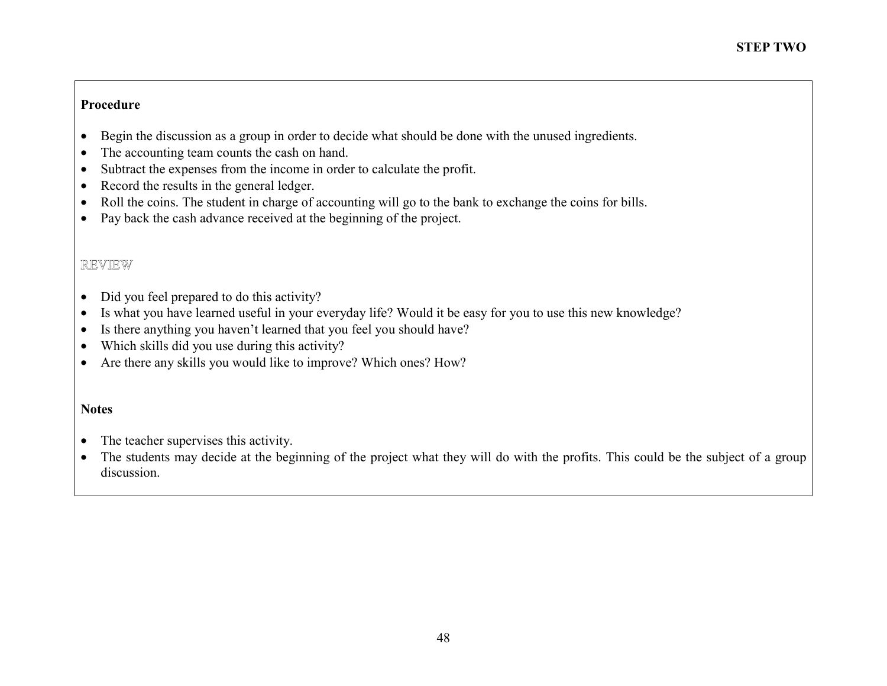**Procedure**

- Begin the discussion as a group in order to decide what should be done with the unused ingredients.
- The accounting team counts the cash on hand.
- Subtract the expenses from the income in order to calculate the profit.
- Record the results in the general ledger.
- Roll the coins. The student in charge of accounting will go to the bank to exchange the coins for bills.
- Pay back the cash advance received at the beginning of the project.

REVIEW

- Did you feel prepared to do this activity?
- Is what you have learned useful in your everyday life? Would it be easy for you to use this new knowledge?
- Is there anything you haven't learned that you feel you should have?
- Which skills did you use during this activity?
- Are there any skills you would like to improve? Which ones? How?

**Notes**

- The teacher supervises this activity.
- The students may decide at the beginning of the project what they will do with the profits. This could be the subject of a group discussion.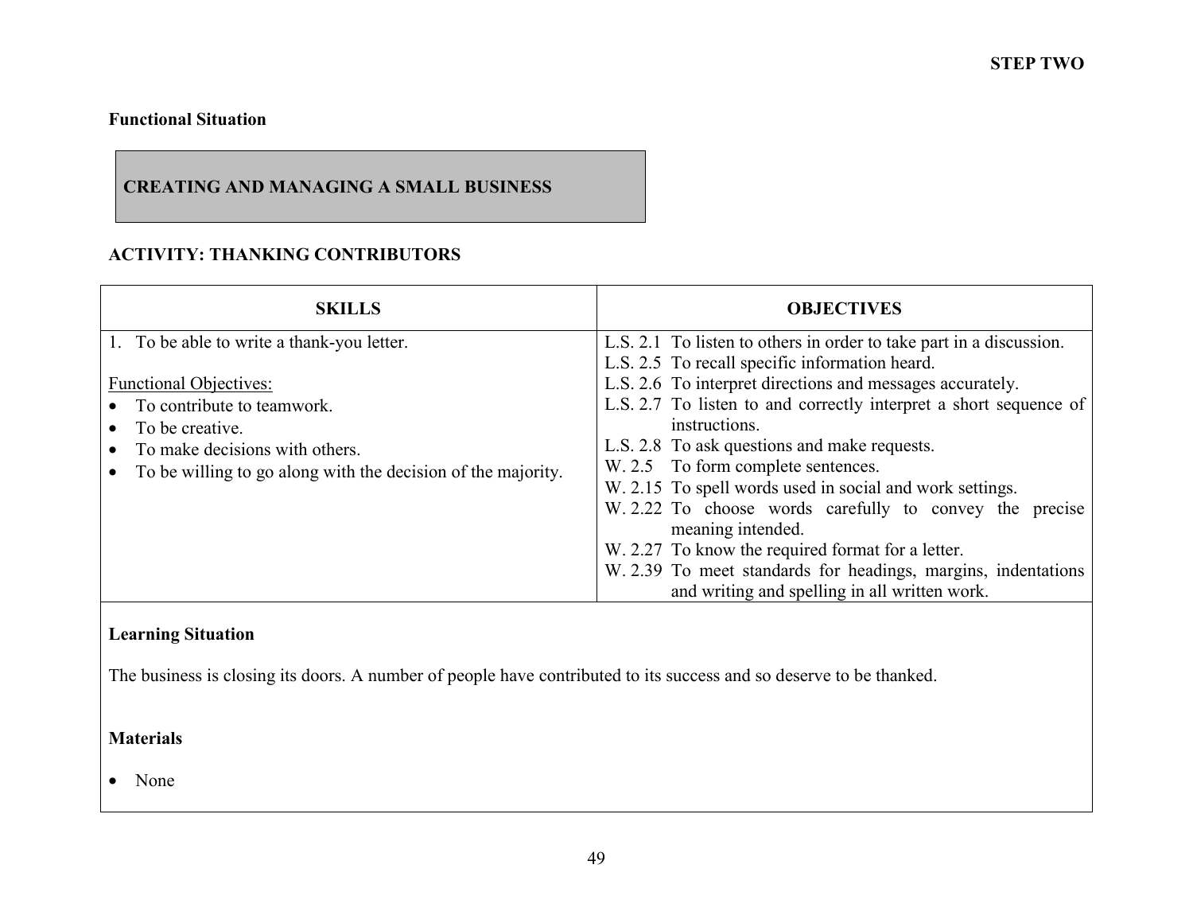**STEP TWO**

**Functional Situation**

## CREATING AND MANAGING A SMALL BUSINESS

### ACTIVITY: THANKING CONTRIBUTORS

| SKILLS | OBJECTIVES |
|---|---|
| 1. To be able to write a thank-you letter.<br><br><u>Functional Objectives:</u><br>• To contribute to teamwork.<br>• To be creative.<br>• To make decisions with others.<br>• To be willing to go along with the decision of the majority. | L.S. 2.1 To listen to others in order to take part in a discussion.<br>L.S. 2.5 To recall specific information heard.<br>L.S. 2.6 To interpret directions and messages accurately.<br>L.S. 2.7 To listen to and correctly interpret a short sequence of instructions.<br>L.S. 2.8 To ask questions and make requests.<br>W. 2.5 To form complete sentences.<br>W. 2.15 To spell words used in social and work settings.<br>W. 2.22 To choose words carefully to convey the precise meaning intended.<br>W. 2.27 To know the required format for a letter.<br>W. 2.39 To meet standards for headings, margins, indentations and writing and spelling in all written work. |

**Learning Situation**

The business is closing its doors. A number of people have contributed to its success and so deserve to be thanked.

**Materials**

- None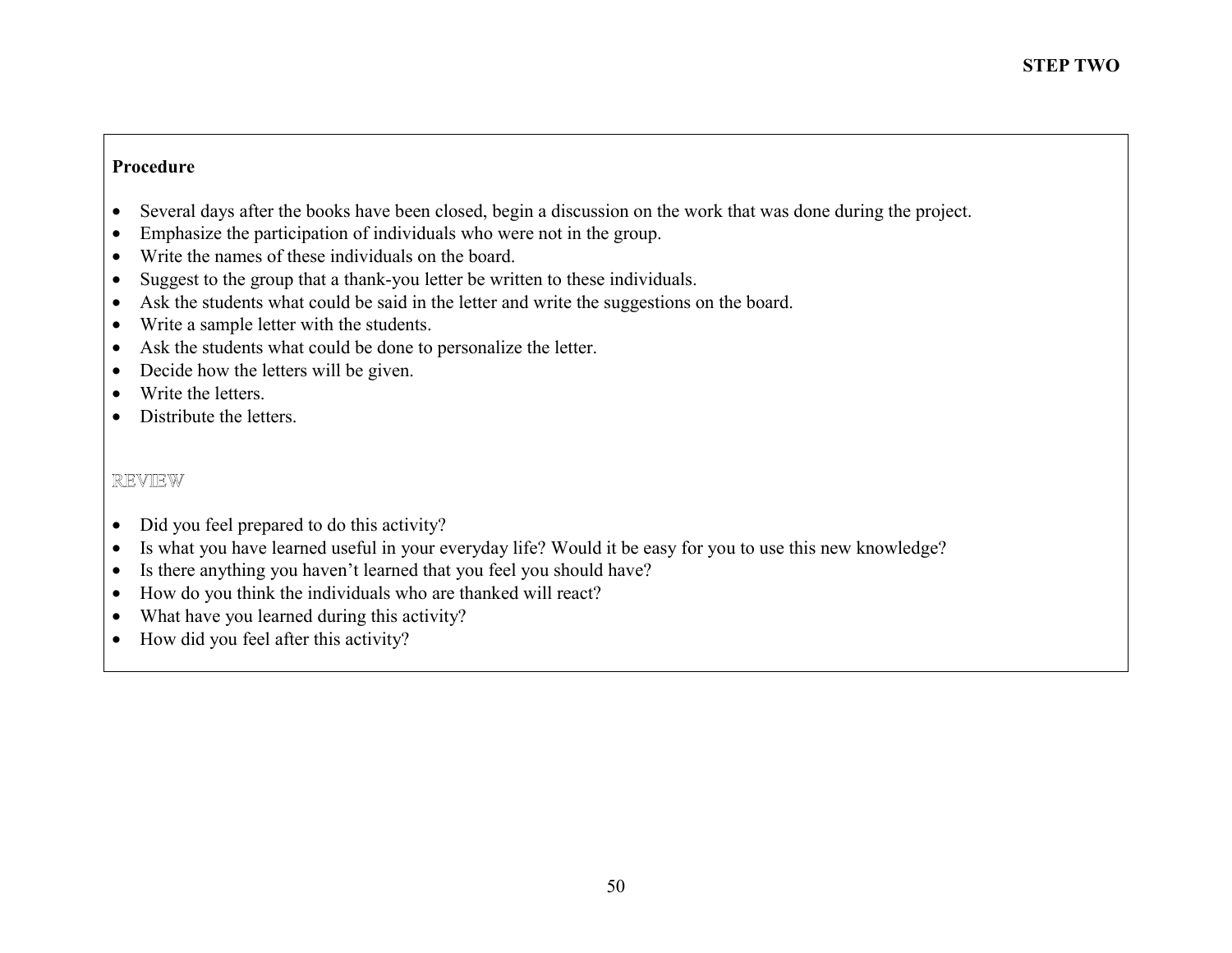**Procedure**

- Several days after the books have been closed, begin a discussion on the work that was done during the project.
- Emphasize the participation of individuals who were not in the group.
- Write the names of these individuals on the board.
- Suggest to the group that a thank-you letter be written to these individuals.
- Ask the students what could be said in the letter and write the suggestions on the board.
- Write a sample letter with the students.
- Ask the students what could be done to personalize the letter.
- Decide how the letters will be given.
- Write the letters.
- Distribute the letters.

REVIEW

- Did you feel prepared to do this activity?
- Is what you have learned useful in your everyday life? Would it be easy for you to use this new knowledge?
- Is there anything you haven't learned that you feel you should have?
- How do you think the individuals who are thanked will react?
- What have you learned during this activity?
- How did you feel after this activity?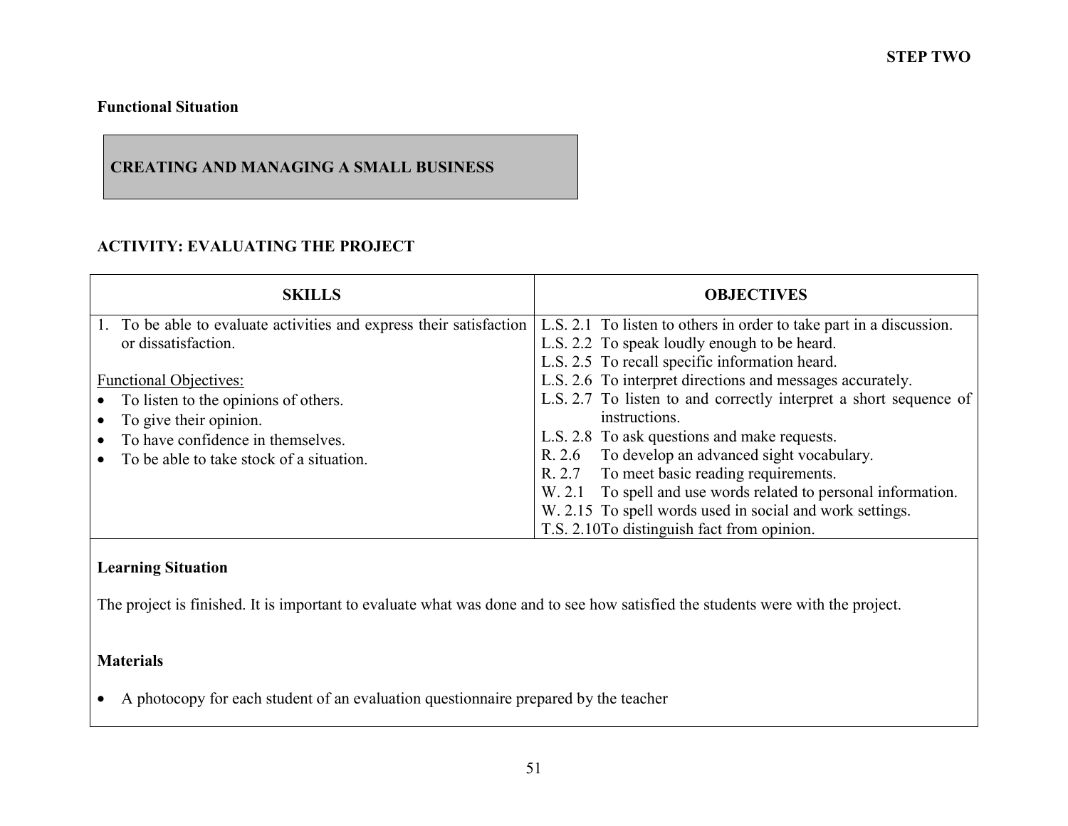**STEP TWO**

**Functional Situation**

**CREATING AND MANAGING A SMALL BUSINESS**

### ACTIVITY: EVALUATING THE PROJECT

| SKILLS | OBJECTIVES |
|---|---|
| 1. To be able to evaluate activities and express their satisfaction or dissatisfaction.<br><br><u>Functional Objectives:</u><br>• To listen to the opinions of others.<br>• To give their opinion.<br>• To have confidence in themselves.<br>• To be able to take stock of a situation. | L.S. 2.1 To listen to others in order to take part in a discussion.<br>L.S. 2.2 To speak loudly enough to be heard.<br>L.S. 2.5 To recall specific information heard.<br>L.S. 2.6 To interpret directions and messages accurately.<br>L.S. 2.7 To listen to and correctly interpret a short sequence of instructions.<br>L.S. 2.8 To ask questions and make requests.<br>R. 2.6 To develop an advanced sight vocabulary.<br>R. 2.7 To meet basic reading requirements.<br>W. 2.1 To spell and use words related to personal information.<br>W. 2.15 To spell words used in social and work settings.<br>T.S. 2.10 To distinguish fact from opinion. |

**Learning Situation**

The project is finished. It is important to evaluate what was done and to see how satisfied the students were with the project.

**Materials**

- A photocopy for each student of an evaluation questionnaire prepared by the teacher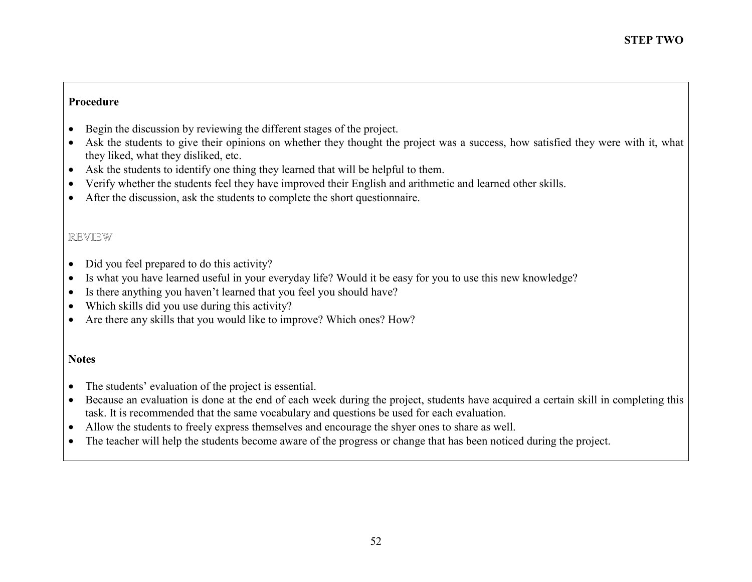**Procedure**

- Begin the discussion by reviewing the different stages of the project.
- Ask the students to give their opinions on whether they thought the project was a success, how satisfied they were with it, what they liked, what they disliked, etc.
- Ask the students to identify one thing they learned that will be helpful to them.
- Verify whether the students feel they have improved their English and arithmetic and learned other skills.
- After the discussion, ask the students to complete the short questionnaire.

REVIEW

- Did you feel prepared to do this activity?
- Is what you have learned useful in your everyday life? Would it be easy for you to use this new knowledge?
- Is there anything you haven't learned that you feel you should have?
- Which skills did you use during this activity?
- Are there any skills that you would like to improve? Which ones? How?

**Notes**

- The students' evaluation of the project is essential.
- Because an evaluation is done at the end of each week during the project, students have acquired a certain skill in completing this task. It is recommended that the same vocabulary and questions be used for each evaluation.
- Allow the students to freely express themselves and encourage the shyer ones to share as well.
- The teacher will help the students become aware of the progress or change that has been noticed during the project.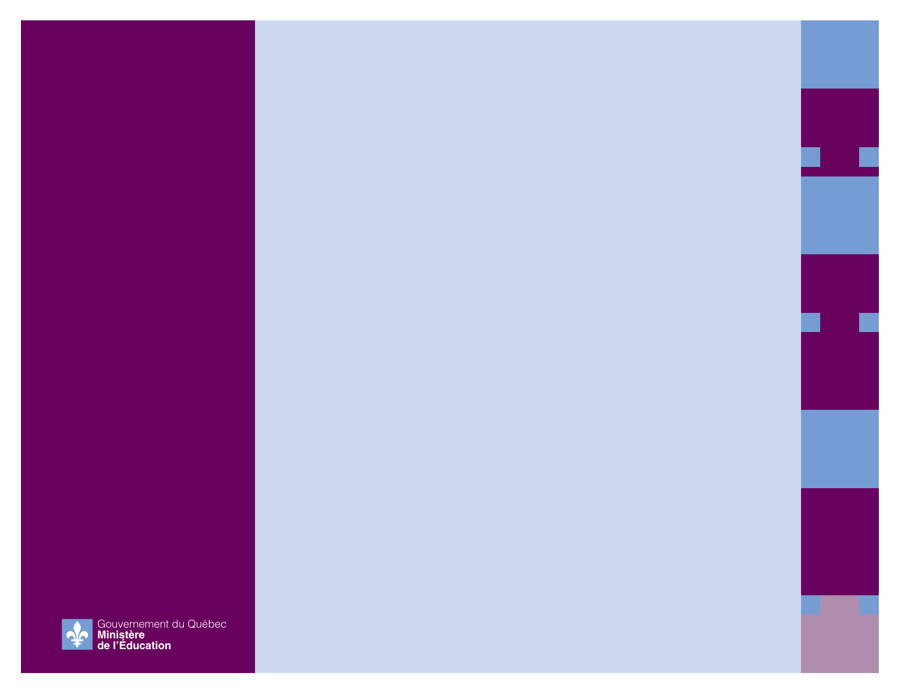Gouvernement du Québec
**Ministère de l'Éducation**